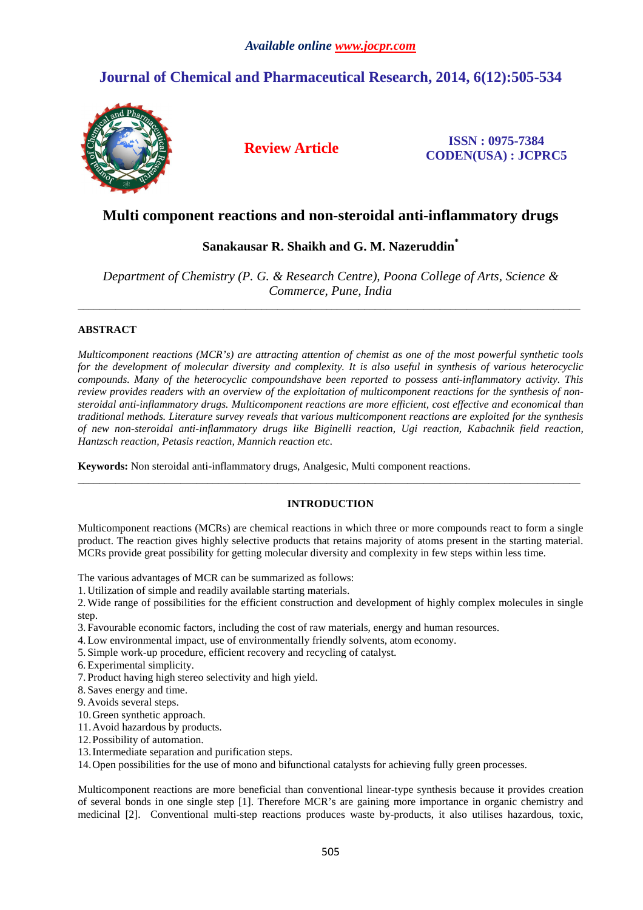*Available online www.jocpr.com*

# Journal of Chemical and Pharmaceutical Research, 2014, 6(12):505-534

**Review Article**

**ISSN : 0975-7384**
**CODEN(USA) : JCPRC5**

# Multi component reactions and non-steroidal anti-inflammatory drugs

**Sanakausar R. Shaikh and G. M. Nazeruddin***

*Department of Chemistry (P. G. & Research Centre), Poona College of Arts, Science & Commerce, Pune, India*

---

## ABSTRACT

*Multicomponent reactions (MCR's) are attracting attention of chemist as one of the most powerful synthetic tools for the development of molecular diversity and complexity. It is also useful in synthesis of various heterocyclic compounds. Many of the heterocyclic compoundshave been reported to possess anti-inflammatory activity. This review provides readers with an overview of the exploitation of multicomponent reactions for the synthesis of non-steroidal anti-inflammatory drugs. Multicomponent reactions are more efficient, cost effective and economical than traditional methods. Literature survey reveals that various multicomponent reactions are exploited for the synthesis of new non-steroidal anti-inflammatory drugs like Biginelli reaction, Ugi reaction, Kabachnik field reaction, Hantzsch reaction, Petasis reaction, Mannich reaction etc.*

**Keywords:** Non steroidal anti-inflammatory drugs, Analgesic, Multi component reactions.

---

## INTRODUCTION

Multicomponent reactions (MCRs) are chemical reactions in which three or more compounds react to form a single product. The reaction gives highly selective products that retains majority of atoms present in the starting material. MCRs provide great possibility for getting molecular diversity and complexity in few steps within less time.

The various advantages of MCR can be summarized as follows:

1. Utilization of simple and readily available starting materials.
2. Wide range of possibilities for the efficient construction and development of highly complex molecules in single step.
3. Favourable economic factors, including the cost of raw materials, energy and human resources.
4. Low environmental impact, use of environmentally friendly solvents, atom economy.
5. Simple work-up procedure, efficient recovery and recycling of catalyst.
6. Experimental simplicity.
7. Product having high stereo selectivity and high yield.
8. Saves energy and time.
9. Avoids several steps.
10. Green synthetic approach.
11. Avoid hazardous by products.
12. Possibility of automation.
13. Intermediate separation and purification steps.
14. Open possibilities for the use of mono and bifunctional catalysts for achieving fully green processes.

Multicomponent reactions are more beneficial than conventional linear-type synthesis because it provides creation of several bonds in one single step [1]. Therefore MCR's are gaining more importance in organic chemistry and medicinal [2]. Conventional multi-step reactions produces waste by-products, it also utilises hazardous, toxic,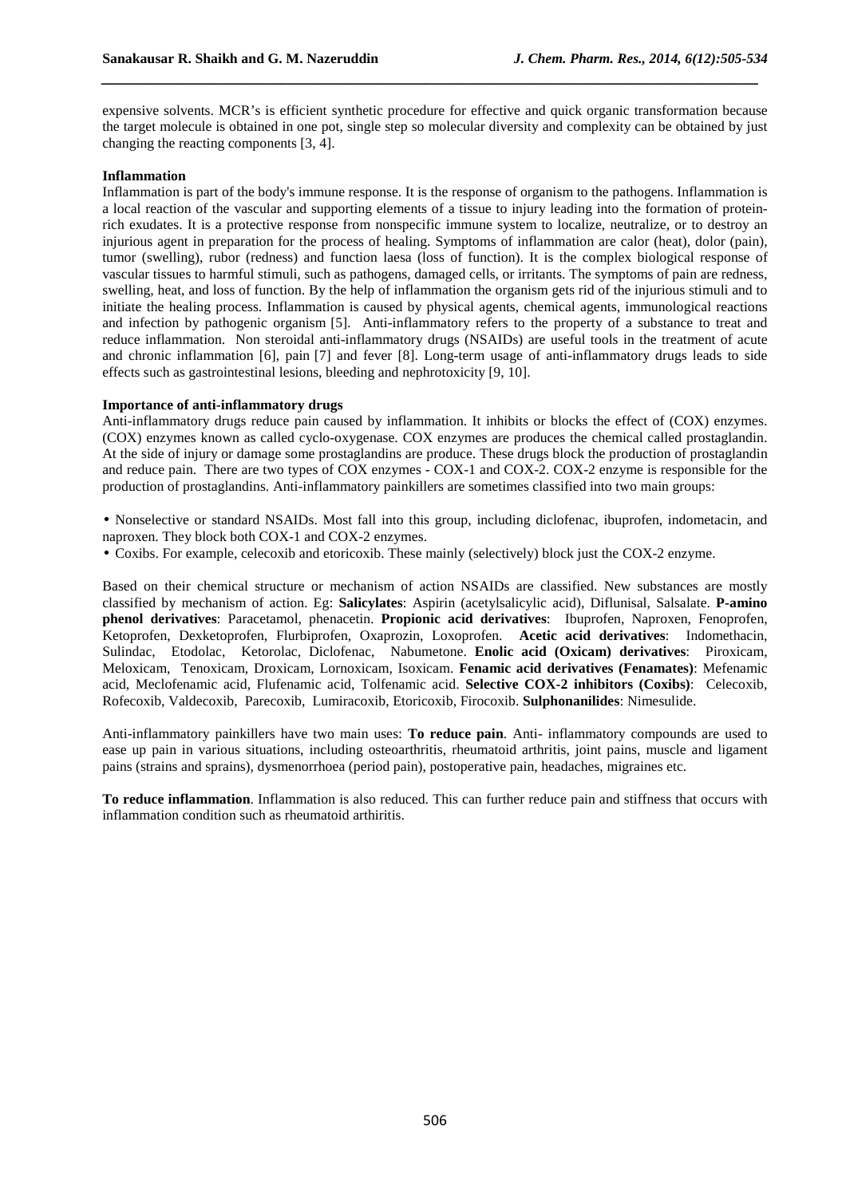expensive solvents. MCR's is efficient synthetic procedure for effective and quick organic transformation because the target molecule is obtained in one pot, single step so molecular diversity and complexity can be obtained by just changing the reacting components [3, 4].

**Inflammation**

Inflammation is part of the body's immune response. It is the response of organism to the pathogens. Inflammation is a local reaction of the vascular and supporting elements of a tissue to injury leading into the formation of protein-rich exudates. It is a protective response from nonspecific immune system to localize, neutralize, or to destroy an injurious agent in preparation for the process of healing. Symptoms of inflammation are calor (heat), dolor (pain), tumor (swelling), rubor (redness) and function laesa (loss of function). It is the complex biological response of vascular tissues to harmful stimuli, such as pathogens, damaged cells, or irritants. The symptoms of pain are redness, swelling, heat, and loss of function. By the help of inflammation the organism gets rid of the injurious stimuli and to initiate the healing process. Inflammation is caused by physical agents, chemical agents, immunological reactions and infection by pathogenic organism [5]. Anti-inflammatory refers to the property of a substance to treat and reduce inflammation. Non steroidal anti-inflammatory drugs (NSAIDs) are useful tools in the treatment of acute and chronic inflammation [6], pain [7] and fever [8]. Long-term usage of anti-inflammatory drugs leads to side effects such as gastrointestinal lesions, bleeding and nephrotoxicity [9, 10].

**Importance of anti-inflammatory drugs**

Anti-inflammatory drugs reduce pain caused by inflammation. It inhibits or blocks the effect of (COX) enzymes. (COX) enzymes known as called cyclo-oxygenase. COX enzymes are produces the chemical called prostaglandin. At the side of injury or damage some prostaglandins are produce. These drugs block the production of prostaglandin and reduce pain. There are two types of COX enzymes - COX-1 and COX-2. COX-2 enzyme is responsible for the production of prostaglandins. Anti-inflammatory painkillers are sometimes classified into two main groups:

- Nonselective or standard NSAIDs. Most fall into this group, including diclofenac, ibuprofen, indometacin, and naproxen. They block both COX-1 and COX-2 enzymes.
- Coxibs. For example, celecoxib and etoricoxib. These mainly (selectively) block just the COX-2 enzyme.

Based on their chemical structure or mechanism of action NSAIDs are classified. New substances are mostly classified by mechanism of action. Eg: **Salicylates**: Aspirin (acetylsalicylic acid), Diflunisal, Salsalate. **P-amino phenol derivatives**: Paracetamol, phenacetin. **Propionic acid derivatives**: Ibuprofen, Naproxen, Fenoprofen, Ketoprofen, Dexketoprofen, Flurbiprofen, Oxaprozin, Loxoprofen. **Acetic acid derivatives**: Indomethacin, Sulindac, Etodolac, Ketorolac, Diclofenac, Nabumetone. **Enolic acid (Oxicam) derivatives**: Piroxicam, Meloxicam, Tenoxicam, Droxicam, Lornoxicam, Isoxicam. **Fenamic acid derivatives (Fenamates)**: Mefenamic acid, Meclofenamic acid, Flufenamic acid, Tolfenamic acid. **Selective COX-2 inhibitors (Coxibs)**: Celecoxib, Rofecoxib, Valdecoxib, Parecoxib, Lumiracoxib, Etoricoxib, Firocoxib. **Sulphonanilides**: Nimesulide.

Anti-inflammatory painkillers have two main uses: **To reduce pain**. Anti- inflammatory compounds are used to ease up pain in various situations, including osteoarthritis, rheumatoid arthritis, joint pains, muscle and ligament pains (strains and sprains), dysmenorrhoea (period pain), postoperative pain, headaches, migraines etc.

**To reduce inflammation**. Inflammation is also reduced. This can further reduce pain and stiffness that occurs with inflammation condition such as rheumatoid arthiritis.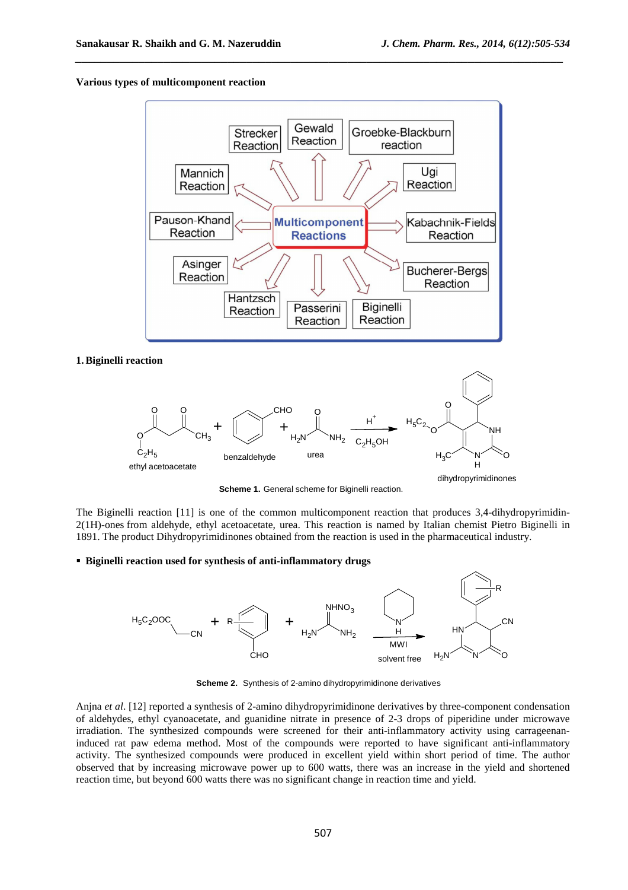**Various types of multicomponent reaction**

**1. Biginelli reaction**

**Scheme 1.** General scheme for Biginelli reaction.

The Biginelli reaction [11] is one of the common multicomponent reaction that produces 3,4-dihydropyrimidin-2(1H)-ones from aldehyde, ethyl acetoacetate, urea. This reaction is named by Italian chemist Pietro Biginelli in 1891. The product Dihydropyrimidinones obtained from the reaction is used in the pharmaceutical industry.

- **Biginelli reaction used for synthesis of anti-inflammatory drugs**

**Scheme 2.** Synthesis of 2-amino dihydropyrimidinone derivatives

Anjna *et al*. [12] reported a synthesis of 2-amino dihydropyrimidinone derivatives by three-component condensation of aldehydes, ethyl cyanoacetate, and guanidine nitrate in presence of 2-3 drops of piperidine under microwave irradiation. The synthesized compounds were screened for their anti-inflammatory activity using carrageenan-induced rat paw edema method. Most of the compounds were reported to have significant anti-inflammatory activity. The synthesized compounds were produced in excellent yield within short period of time. The author observed that by increasing microwave power up to 600 watts, there was an increase in the yield and shortened reaction time, but beyond 600 watts there was no significant change in reaction time and yield.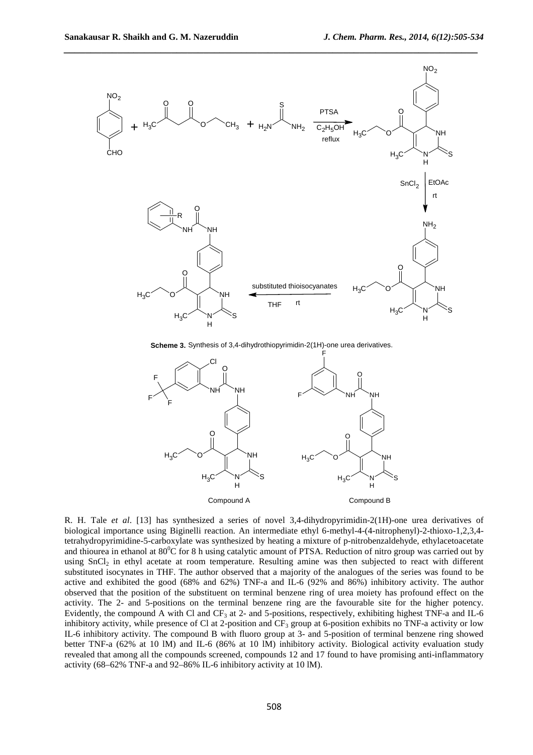**Scheme 3.** Synthesis of 3,4-dihydrothiopyrimidin-2(1H)-one urea derivatives.

Compound A

Compound B

R. H. Tale *et al*. [13] has synthesized a series of novel 3,4-dihydropyrimidin-2(1H)-one urea derivatives of biological importance using Biginelli reaction. An intermediate ethyl 6-methyl-4-(4-nitrophenyl)-2-thioxo-1,2,3,4-tetrahydropyrimidine-5-carboxylate was synthesized by heating a mixture of p-nitrobenzaldehyde, ethylacetoacetate and thiourea in ethanol at $80^0$C for 8 h using catalytic amount of PTSA. Reduction of nitro group was carried out by using $SnCl_2$ in ethyl acetate at room temperature. Resulting amine was then subjected to react with different substituted isocynates in THF. The author observed that a majority of the analogues of the series was found to be active and exhibited the good (68% and 62%) TNF-a and IL-6 (92% and 86%) inhibitory activity. The author observed that the position of the substituent on terminal benzene ring of urea moiety has profound effect on the activity. The 2- and 5-positions on the terminal benzene ring are the favourable site for the higher potency. Evidently, the compound A with Cl and $CF_3$ at 2- and 5-positions, respectively, exhibiting highest TNF-a and IL-6 inhibitory activity, while presence of Cl at 2-position and $CF_3$ group at 6-position exhibits no TNF-a activity or low IL-6 inhibitory activity. The compound B with fluoro group at 3- and 5-position of terminal benzene ring showed better TNF-a (62% at 10 lM) and IL-6 (86% at 10 lM) inhibitory activity. Biological activity evaluation study revealed that among all the compounds screened, compounds 12 and 17 found to have promising anti-inflammatory activity (68–62% TNF-a and 92–86% IL-6 inhibitory activity at 10 lM).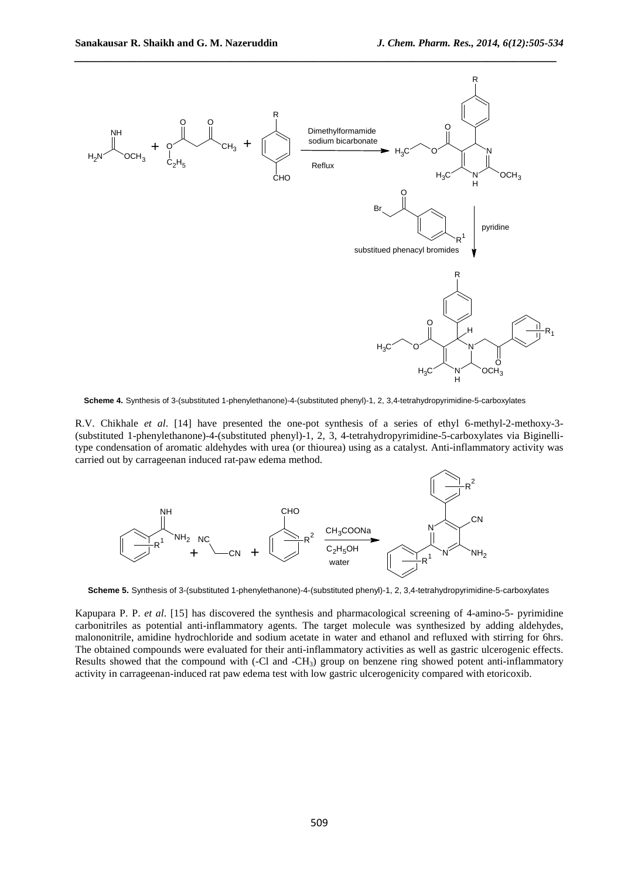**Scheme 4.** Synthesis of 3-(substituted 1-phenylethanone)-4-(substituted phenyl)-1, 2, 3,4-tetrahydropyrimidine-5-carboxylates

R.V. Chikhale *et al*. [14] have presented the one-pot synthesis of a series of ethyl 6-methyl-2-methoxy-3-(substituted 1-phenylethanone)-4-(substituted phenyl)-1, 2, 3, 4-tetrahydropyrimidine-5-carboxylates via Biginelli-type condensation of aromatic aldehydes with urea (or thiourea) using as a catalyst. Anti-inflammatory activity was carried out by carrageenan induced rat-paw edema method.

**Scheme 5.** Synthesis of 3-(substituted 1-phenylethanone)-4-(substituted phenyl)-1, 2, 3,4-tetrahydropyrimidine-5-carboxylates

Kapupara P. P. *et al*. [15] has discovered the synthesis and pharmacological screening of 4-amino-5- pyrimidine carbonitriles as potential anti-inflammatory agents. The target molecule was synthesized by adding aldehydes, malononitrile, amidine hydrochloride and sodium acetate in water and ethanol and refluxed with stirring for 6hrs. The obtained compounds were evaluated for their anti-inflammatory activities as well as gastric ulcerogenic effects. Results showed that the compound with (-Cl and -$CH_3$) group on benzene ring showed potent anti-inflammatory activity in carrageenan-induced rat paw edema test with low gastric ulcerogenicity compared with etoricoxib.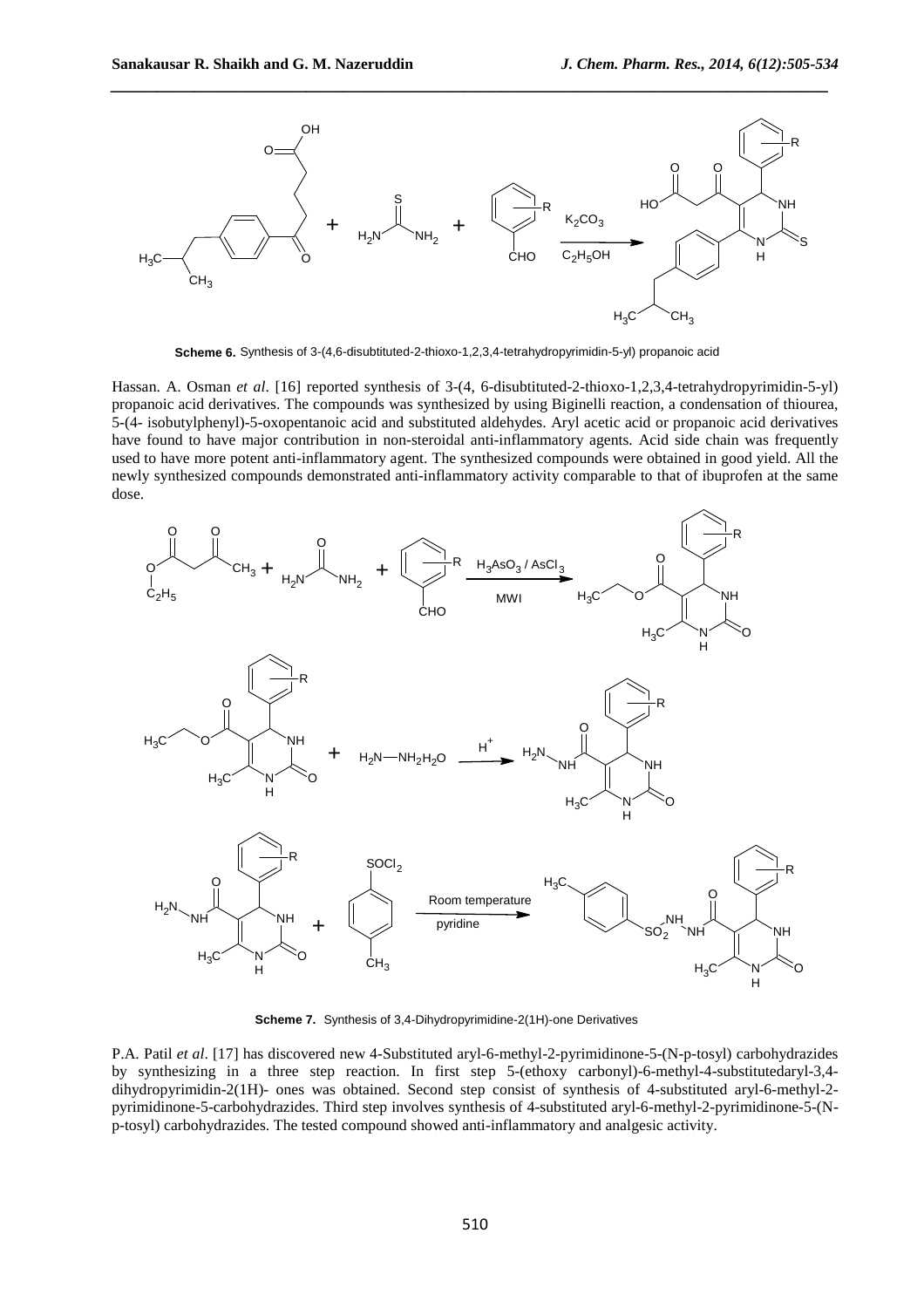**Scheme 6.** Synthesis of 3-(4,6-disubtituted-2-thioxo-1,2,3,4-tetrahydropyrimidin-5-yl) propanoic acid

Hassan. A. Osman *et al*. [16] reported synthesis of 3-(4, 6-disubtituted-2-thioxo-1,2,3,4-tetrahydropyrimidin-5-yl) propanoic acid derivatives. The compounds was synthesized by using Biginelli reaction, a condensation of thiourea, 5-(4- isobutylphenyl)-5-oxopentanoic acid and substituted aldehydes. Aryl acetic acid or propanoic acid derivatives have found to have major contribution in non-steroidal anti-inflammatory agents. Acid side chain was frequently used to have more potent anti-inflammatory agent. The synthesized compounds were obtained in good yield. All the newly synthesized compounds demonstrated anti-inflammatory activity comparable to that of ibuprofen at the same dose.

**Scheme 7.** Synthesis of 3,4-Dihydropyrimidine-2(1H)-one Derivatives

P.A. Patil *et al*. [17] has discovered new 4-Substituted aryl-6-methyl-2-pyrimidinone-5-(N-p-tosyl) carbohydrazides by synthesizing in a three step reaction. In first step 5-(ethoxy carbonyl)-6-methyl-4-substitutedaryl-3,4-dihydropyrimidin-2(1H)- ones was obtained. Second step consist of synthesis of 4-substituted aryl-6-methyl-2-pyrimidinone-5-carbohydrazides. Third step involves synthesis of 4-substituted aryl-6-methyl-2-pyrimidinone-5-(N-p-tosyl) carbohydrazides. The tested compound showed anti-inflammatory and analgesic activity.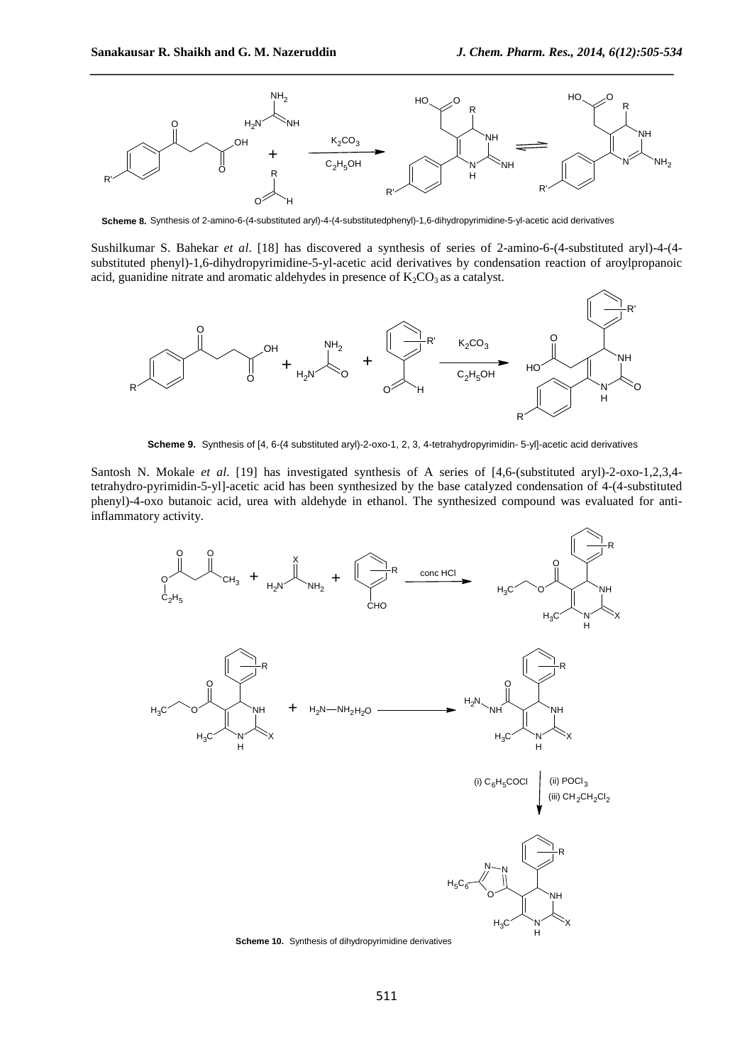**Scheme 8.** Synthesis of 2-amino-6-(4-substituted aryl)-4-(4-substitutedphenyl)-1,6-dihydropyrimidine-5-yl-acetic acid derivatives

Sushilkumar S. Bahekar *et al*. [18] has discovered a synthesis of series of 2-amino-6-(4-substituted aryl)-4-(4-substituted phenyl)-1,6-dihydropyrimidine-5-yl-acetic acid derivatives by condensation reaction of aroylpropanoic acid, guanidine nitrate and aromatic aldehydes in presence of $K_2CO_3$ as a catalyst.

**Scheme 9.** Synthesis of [4, 6-(4 substituted aryl)-2-oxo-1, 2, 3, 4-tetrahydropyrimidin- 5-yl]-acetic acid derivatives

Santosh N. Mokale *et al.* [19] has investigated synthesis of A series of [4,6-(substituted aryl)-2-oxo-1,2,3,4-tetrahydro-pyrimidin-5-yl]-acetic acid has been synthesized by the base catalyzed condensation of 4-(4-substituted phenyl)-4-oxo butanoic acid, urea with aldehyde in ethanol. The synthesized compound was evaluated for anti-inflammatory activity.

**Scheme 10.** Synthesis of dihydropyrimidine derivatives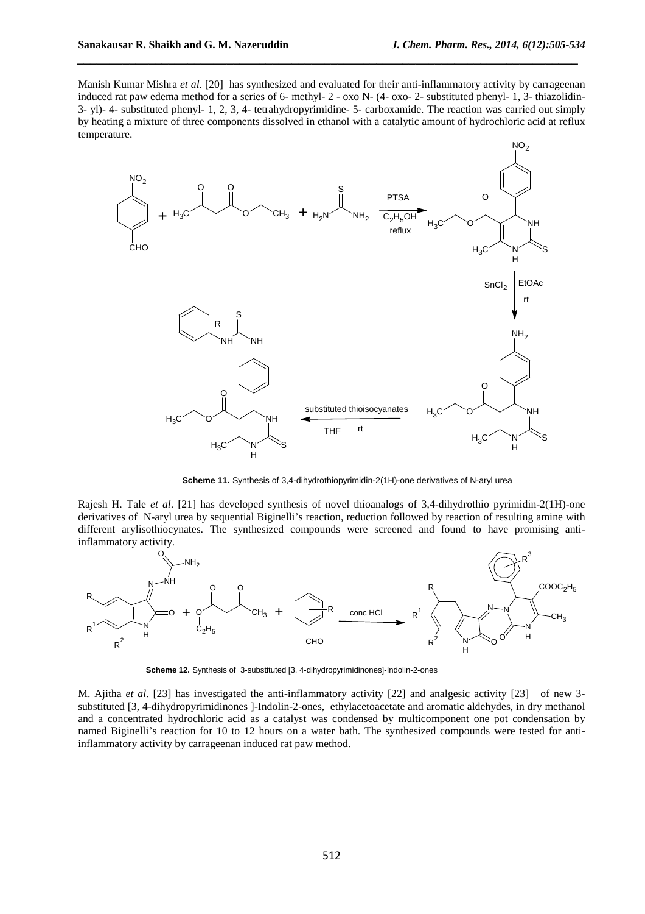Manish Kumar Mishra *et al*. [20] has synthesized and evaluated for their anti-inflammatory activity by carrageenan induced rat paw edema method for a series of 6- methyl- 2 - oxo N- (4- oxo- 2- substituted phenyl- 1, 3- thiazolidin-3- yl)- 4- substituted phenyl- 1, 2, 3, 4- tetrahydropyrimidine- 5- carboxamide. The reaction was carried out simply by heating a mixture of three components dissolved in ethanol with a catalytic amount of hydrochloric acid at reflux temperature.

**Scheme 11.** Synthesis of 3,4-dihydrothiopyrimidin-2(1H)-one derivatives of N-aryl urea

Rajesh H. Tale *et al*. [21] has developed synthesis of novel thioanalogs of 3,4-dihydrothio pyrimidin-2(1H)-one derivatives of N-aryl urea by sequential Biginelli's reaction, reduction followed by reaction of resulting amine with different arylisothiocynates. The synthesized compounds were screened and found to have promising anti-inflammatory activity.

**Scheme 12.** Synthesis of 3-substituted [3, 4-dihydropyrimidinones]-Indolin-2-ones

M. Ajitha *et al*. [23] has investigated the anti-inflammatory activity [22] and analgesic activity [23] of new 3-substituted [3, 4-dihydropyrimidinones ]-Indolin-2-ones, ethylacetoacetate and aromatic aldehydes, in dry methanol and a concentrated hydrochloric acid as a catalyst was condensed by multicomponent one pot condensation by named Biginelli's reaction for 10 to 12 hours on a water bath. The synthesized compounds were tested for anti-inflammatory activity by carrageenan induced rat paw method.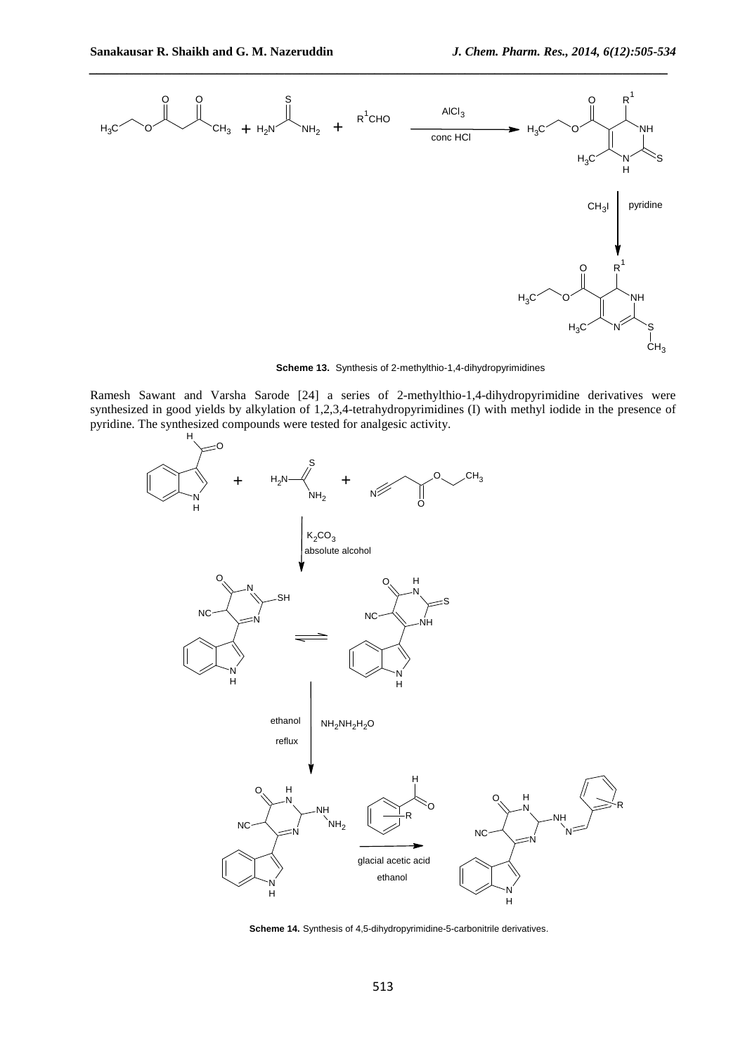**Scheme 13.** Synthesis of 2-methylthio-1,4-dihydropyrimidines

Ramesh Sawant and Varsha Sarode [24] a series of 2-methylthio-1,4-dihydropyrimidine derivatives were synthesized in good yields by alkylation of 1,2,3,4-tetrahydropyrimidines (I) with methyl iodide in the presence of pyridine. The synthesized compounds were tested for analgesic activity.

**Scheme 14.** Synthesis of 4,5-dihydropyrimidine-5-carbonitrile derivatives.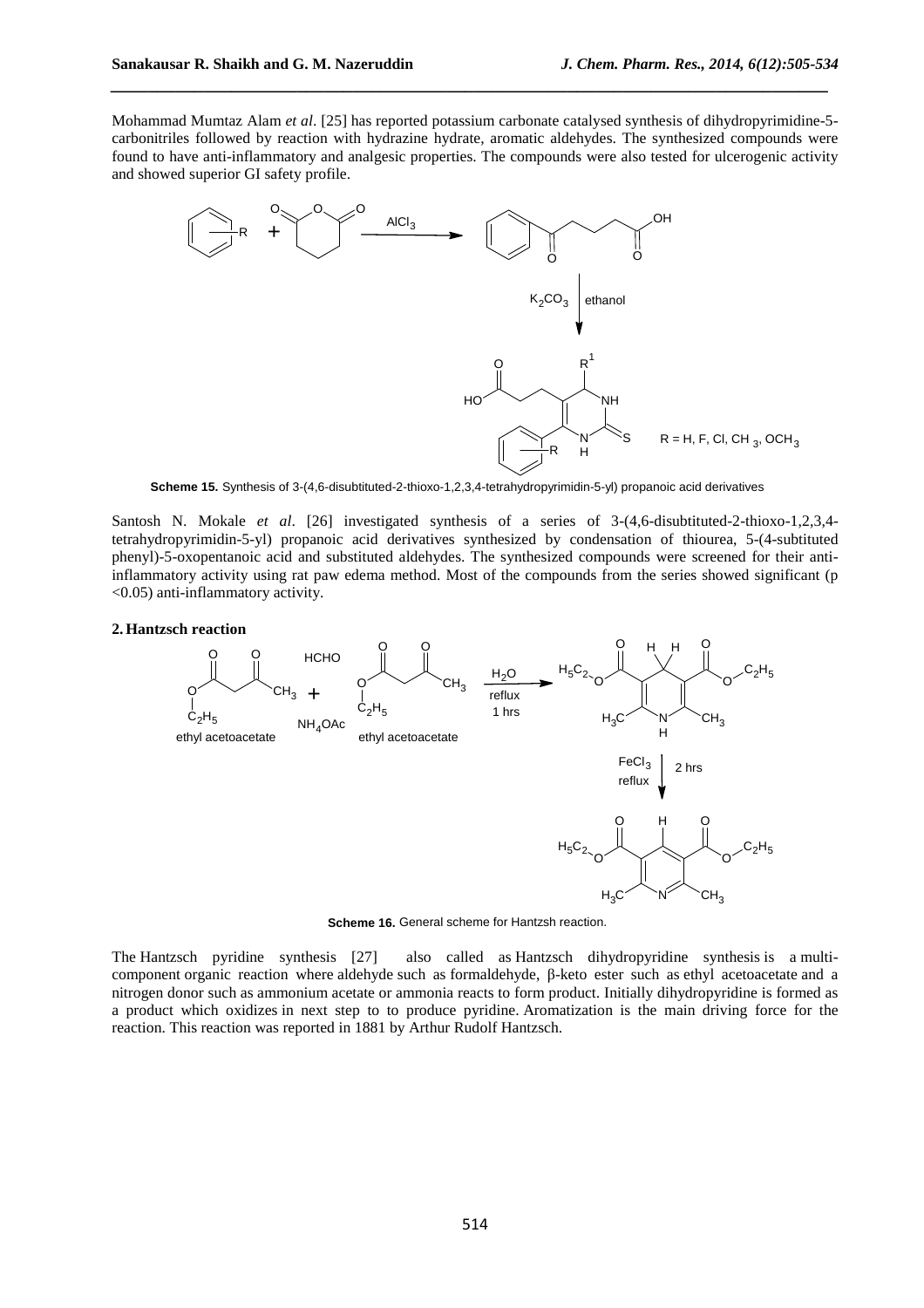Mohammad Mumtaz Alam *et al*. [25] has reported potassium carbonate catalysed synthesis of dihydropyrimidine-5-carbonitriles followed by reaction with hydrazine hydrate, aromatic aldehydes. The synthesized compounds were found to have anti-inflammatory and analgesic properties. The compounds were also tested for ulcerogenic activity and showed superior GI safety profile.

**Scheme 15.** Synthesis of 3-(4,6-disubtituted-2-thioxo-1,2,3,4-tetrahydropyrimidin-5-yl) propanoic acid derivatives

Santosh N. Mokale *et al*. [26] investigated synthesis of a series of 3-(4,6-disubstituted-2-thioxo-1,2,3,4-tetrahydropyrimidin-5-yl) propanoic acid derivatives synthesized by condensation of thiourea, 5-(4-subtituted phenyl)-5-oxopentanoic acid and substituted aldehydes. The synthesized compounds were screened for their anti-inflammatory activity using rat paw edema method. Most of the compounds from the series showed significant ($p < 0.05$) anti-inflammatory activity.

## 2. Hantzsch reaction

**Scheme 16.** General scheme for Hantzsh reaction.

The Hantzsch pyridine synthesis [27] also called as Hantzsch dihydropyridine synthesis is a multi-component organic reaction where aldehyde such as formaldehyde, β-keto ester such as ethyl acetoacetate and a nitrogen donor such as ammonium acetate or ammonia reacts to form product. Initially dihydropyridine is formed as a product which oxidizes in next step to to produce pyridine. Aromatization is the main driving force for the reaction. This reaction was reported in 1881 by Arthur Rudolf Hantzsch.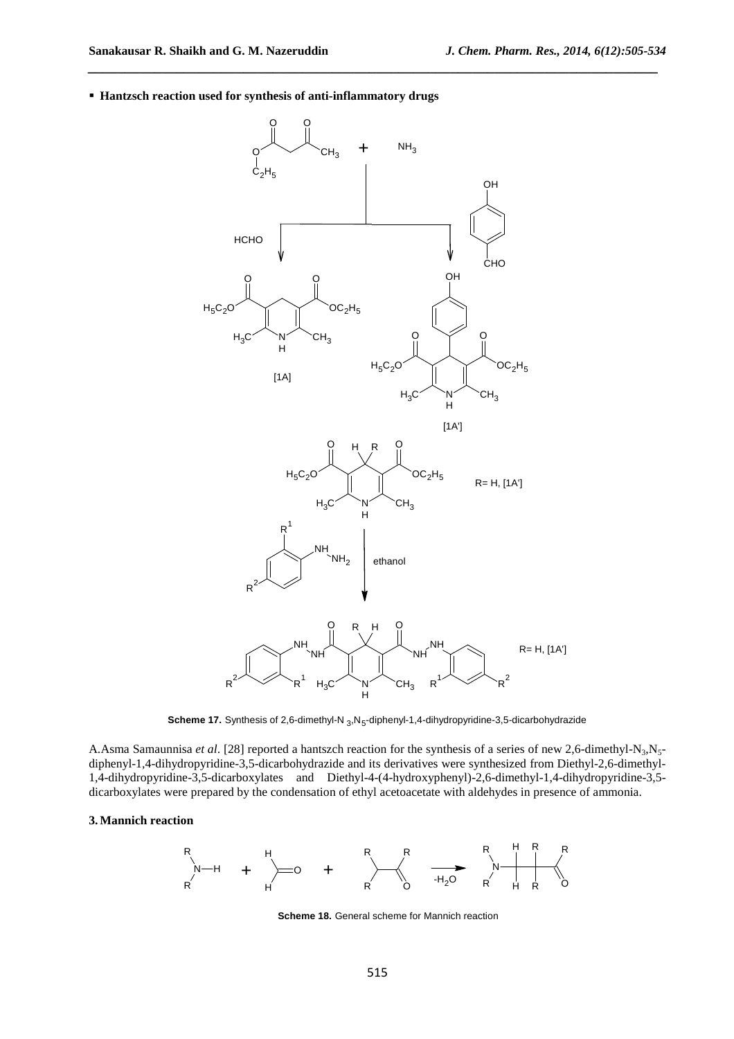- **Hantzsch reaction used for synthesis of anti-inflammatory drugs**

**Scheme 17.** Synthesis of 2,6-dimethyl-N $_3$,N$_5$-diphenyl-1,4-dihydropyridine-3,5-dicarbohydrazide

A.Asma Samaunnisa *et al*. [28] reported a hantszch reaction for the synthesis of a series of new 2,6-dimethyl-$N_3$,$N_5$-diphenyl-1,4-dihydropyridine-3,5-dicarbohydrazide and its derivatives were synthesized from Diethyl-2,6-dimethyl-1,4-dihydropyridine-3,5-dicarboxylates and Diethyl-4-(4-hydroxyphenyl)-2,6-dimethyl-1,4-dihydropyridine-3,5-dicarboxylates were prepared by the condensation of ethyl acetoacetate with aldehydes in presence of ammonia.

## 3. Mannich reaction

**Scheme 18.** General scheme for Mannich reaction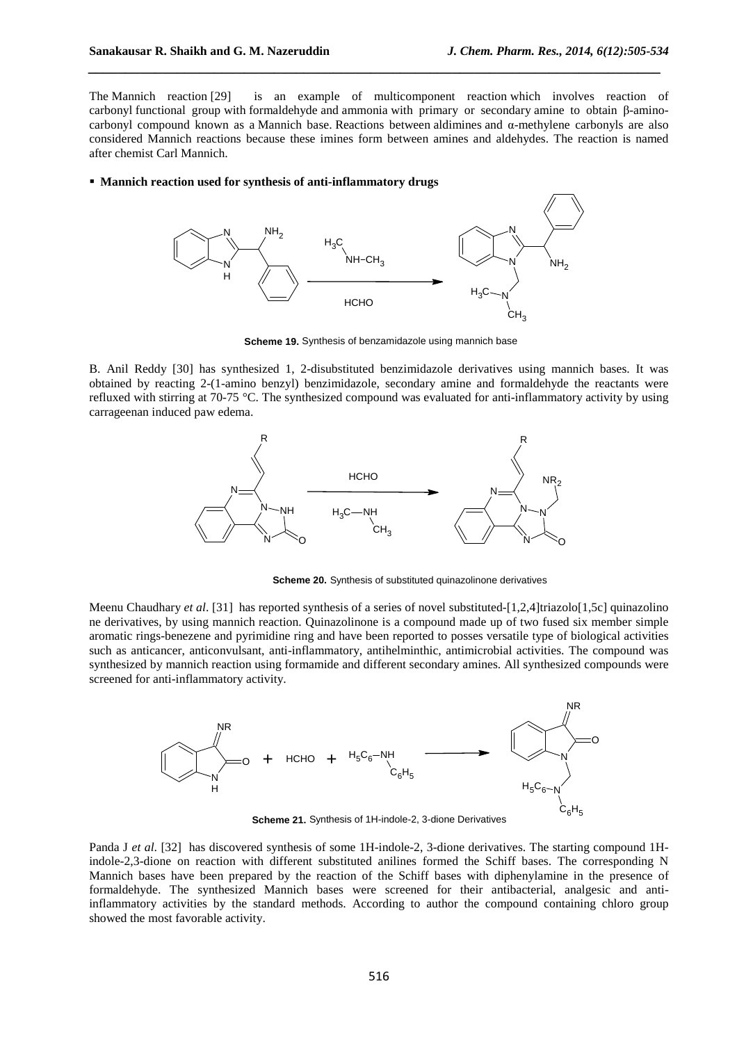The Mannich reaction [29] is an example of multicomponent reaction which involves reaction of carbonyl functional group with formaldehyde and ammonia with primary or secondary amine to obtain β-amino-carbonyl compound known as a Mannich base. Reactions between aldimines and α-methylene carbonyls are also considered Mannich reactions because these imines form between amines and aldehydes. The reaction is named after chemist Carl Mannich.

- **Mannich reaction used for synthesis of anti-inflammatory drugs**

**Scheme 19.** Synthesis of benzamidazole using mannich base

B. Anil Reddy [30] has synthesized 1, 2-disubstituted benzimidazole derivatives using mannich bases. It was obtained by reacting 2-(1-amino benzyl) benzimidazole, secondary amine and formaldehyde the reactants were refluxed with stirring at 70-75 °C. The synthesized compound was evaluated for anti-inflammatory activity by using carrageenan induced paw edema.

**Scheme 20.** Synthesis of substituted quinazolinone derivatives

Meenu Chaudhary *et al*. [31] has reported synthesis of a series of novel substituted-[1,2,4]triazolo[1,5c] quinazolino ne derivatives, by using mannich reaction. Quinazolinone is a compound made up of two fused six member simple aromatic rings-benezene and pyrimidine ring and have been reported to posses versatile type of biological activities such as anticancer, anticonvulsant, anti-inflammatory, antihelminthic, antimicrobial activities. The compound was synthesized by mannich reaction using formamide and different secondary amines. All synthesized compounds were screened for anti-inflammatory activity.

**Scheme 21.** Synthesis of 1H-indole-2, 3-dione Derivatives

Panda J *et al*. [32] has discovered synthesis of some 1H-indole-2, 3-dione derivatives. The starting compound 1H-indole-2,3-dione on reaction with different substituted anilines formed the Schiff bases. The corresponding N Mannich bases have been prepared by the reaction of the Schiff bases with diphenylamine in the presence of formaldehyde. The synthesized Mannich bases were screened for their antibacterial, analgesic and anti-inflammatory activities by the standard methods. According to author the compound containing chloro group showed the most favorable activity.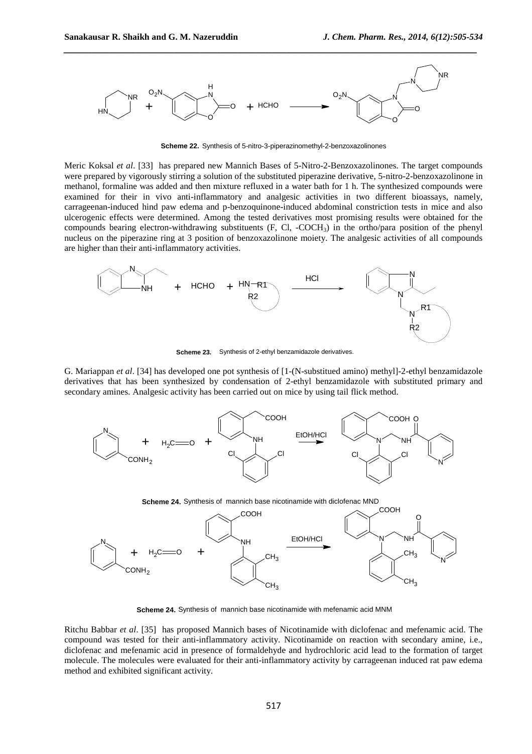**Scheme 22.** Synthesis of 5-nitro-3-piperazinomethyl-2-benzoxazolinones

Meric Koksal *et al*. [33] has prepared new Mannich Bases of 5-Nitro-2-Benzoxazolinones. The target compounds were prepared by vigorously stirring a solution of the substituted piperazine derivative, 5-nitro-2-benzoxazolinone in methanol, formaline was added and then mixture refluxed in a water bath for 1 h. The synthesized compounds were examined for their in vivo anti-inflammatory and analgesic activities in two different bioassays, namely, carrageenan-induced hind paw edema and p-benzoquinone-induced abdominal constriction tests in mice and also ulcerogenic effects were determined. Among the tested derivatives most promising results were obtained for the compounds bearing electron-withdrawing substituents (F, Cl, -$COCH_3$) in the ortho/para position of the phenyl nucleus on the piperazine ring at 3 position of benzoxazolinone moiety. The analgesic activities of all compounds are higher than their anti-inflammatory activities.

**Scheme 23.** Synthesis of 2-ethyl benzamidazole derivatives.

G. Mariappan *et al*. [34] has developed one pot synthesis of [1-(N-substitued amino) methyl]-2-ethyl benzamidazole derivatives that has been synthesized by condensation of 2-ethyl benzamidazole with substituted primary and secondary amines. Analgesic activity has been carried out on mice by using tail flick method.

**Scheme 24.** Synthesis of mannich base nicotinamide with diclofenac MND

**Scheme 24.** Synthesis of mannich base nicotinamide with mefenamic acid MNM

Ritchu Babbar *et al*. [35] has proposed Mannich bases of Nicotinamide with diclofenac and mefenamic acid. The compound was tested for their anti-inflammatory activity. Nicotinamide on reaction with secondary amine, i.e., diclofenac and mefenamic acid in presence of formaldehyde and hydrochloric acid lead to the formation of target molecule. The molecules were evaluated for their anti-inflammatory activity by carrageenan induced rat paw edema method and exhibited significant activity.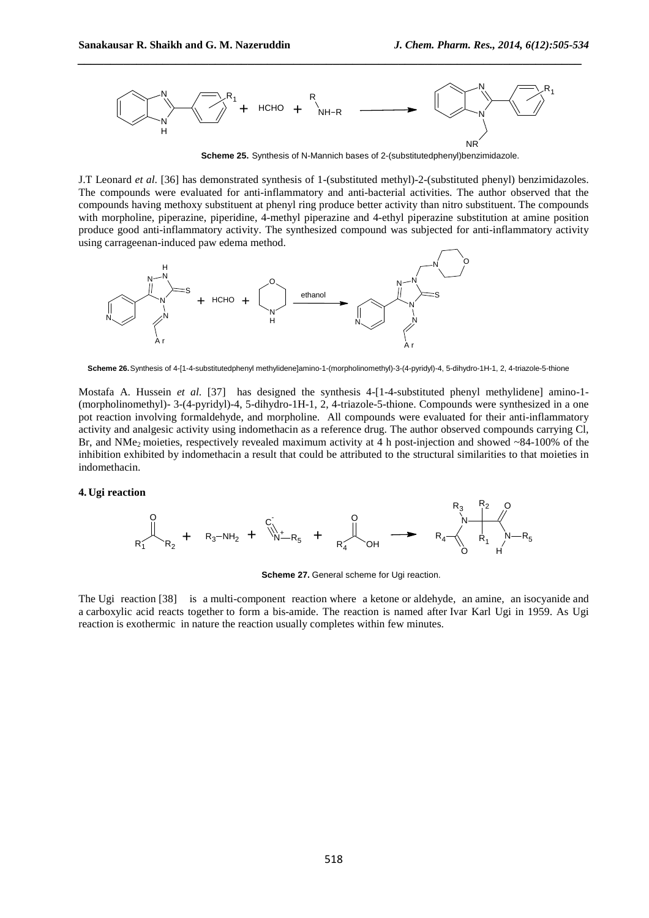**Scheme 25.** Synthesis of N-Mannich bases of 2-(substitutedphenyl)benzimidazole.

J.T Leonard *et al.* [36] has demonstrated synthesis of 1-(substituted methyl)-2-(substituted phenyl) benzimidazoles. The compounds were evaluated for anti-inflammatory and anti-bacterial activities. The author observed that the compounds having methoxy substituent at phenyl ring produce better activity than nitro substituent. The compounds with morpholine, piperazine, piperidine, 4-methyl piperazine and 4-ethyl piperazine substitution at amine position produce good anti-inflammatory activity. The synthesized compound was subjected for anti-inflammatory activity using carrageenan-induced paw edema method.

**Scheme 26.** Synthesis of 4-[1-4-substitutedphenyl methylidene]amino-1-(morpholinomethyl)-3-(4-pyridyl)-4, 5-dihydro-1H-1, 2, 4-triazole-5-thione

Mostafa A. Hussein *et al.* [37] has designed the synthesis 4-[1-4-substituted phenyl methylidene] amino-1-(morpholinomethyl)- 3-(4-pyridyl)-4, 5-dihydro-1H-1, 2, 4-triazole-5-thione. Compounds were synthesized in a one pot reaction involving formaldehyde, and morpholine. All compounds were evaluated for their anti-inflammatory activity and analgesic activity using indomethacin as a reference drug. The author observed compounds carrying Cl, Br, and $NMe_2$ moieties, respectively revealed maximum activity at 4 h post-injection and showed ~84-100% of the inhibition exhibited by indomethacin a result that could be attributed to the structural similarities to that moieties in indomethacin.

### 4. Ugi reaction

**Scheme 27.** General scheme for Ugi reaction.

The Ugi reaction [38] is a multi-component reaction where a ketone or aldehyde, an amine, an isocyanide and a carboxylic acid reacts together to form a bis-amide. The reaction is named after Ivar Karl Ugi in 1959. As Ugi reaction is exothermic in nature the reaction usually completes within few minutes.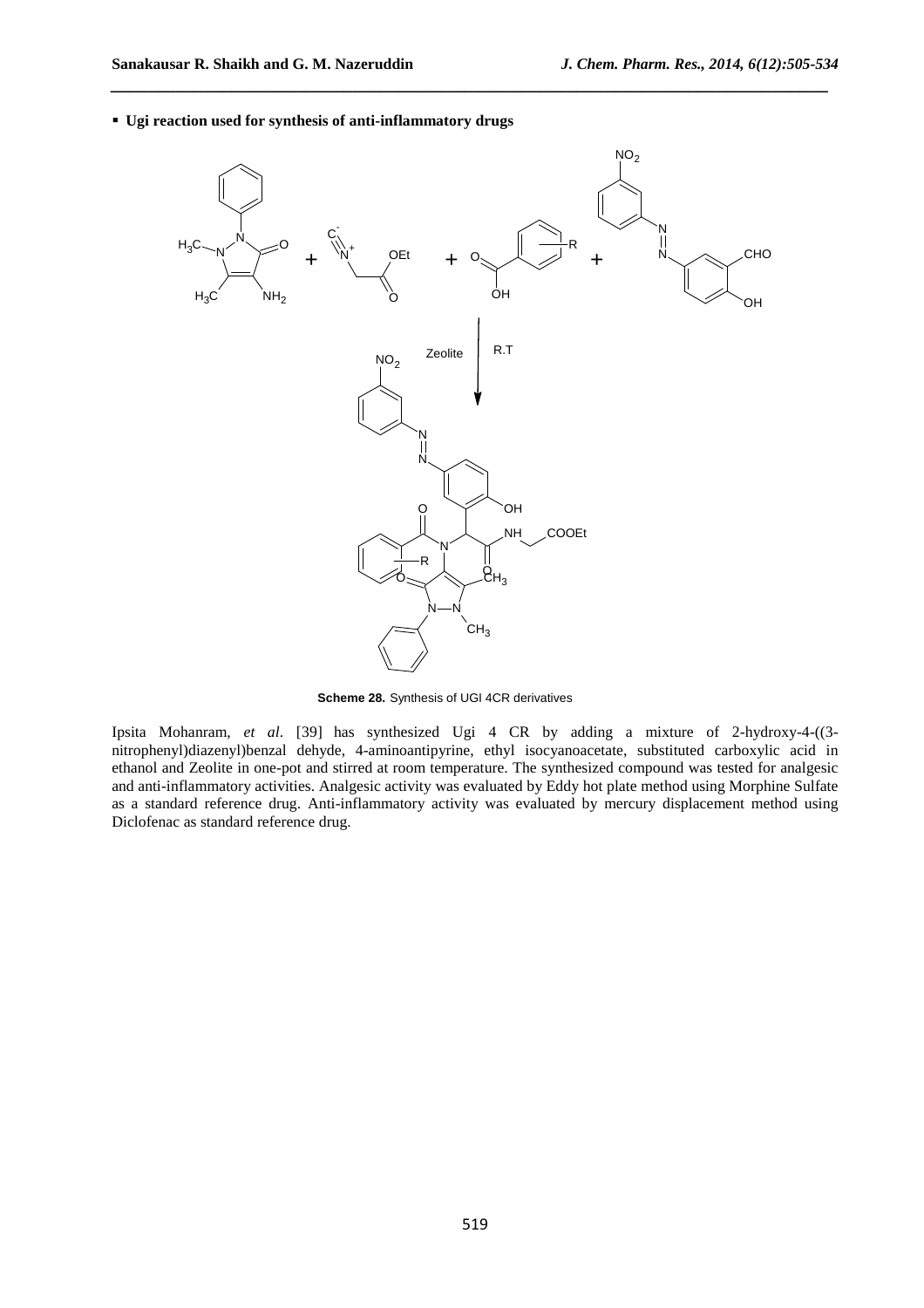- **Ugi reaction used for synthesis of anti-inflammatory drugs**

**Scheme 28.** Synthesis of UGI 4CR derivatives

Ipsita Mohanram, *et al*. [39] has synthesized Ugi 4 CR by adding a mixture of 2-hydroxy-4-((3-nitrophenyl)diazenyl)benzal dehyde, 4-aminoantipyrine, ethyl isocyanoacetate, substituted carboxylic acid in ethanol and Zeolite in one-pot and stirred at room temperature. The synthesized compound was tested for analgesic and anti-inflammatory activities. Analgesic activity was evaluated by Eddy hot plate method using Morphine Sulfate as a standard reference drug. Anti-inflammatory activity was evaluated by mercury displacement method using Diclofenac as standard reference drug.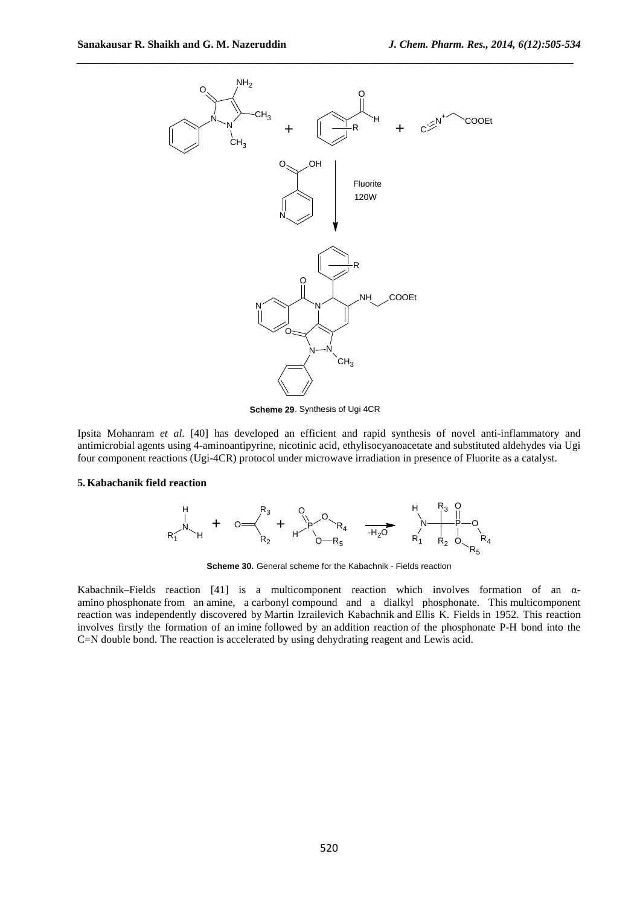**Scheme 29**. Synthesis of Ugi 4CR

Ipsita Mohanram *et al*. [40] has developed an efficient and rapid synthesis of novel anti-inflammatory and antimicrobial agents using 4-aminoantipyrine, nicotinic acid, ethylisocyanoacetate and substituted aldehydes via Ugi four component reactions (Ugi-4CR) protocol under microwave irradiation in presence of Fluorite as a catalyst.

## 5. Kabachanik field reaction

**Scheme 30.** General scheme for the Kabachnik - Fields reaction

Kabachnik–Fields reaction [41] is a multicomponent reaction which involves formation of an α-amino phosphonate from an amine, a carbonyl compound and a dialkyl phosphonate. This multicomponent reaction was independently discovered by Martin Izrailevich Kabachnik and Ellis K. Fields in 1952. This reaction involves firstly the formation of an imine followed by an addition reaction of the phosphonate P-H bond into the C=N double bond. The reaction is accelerated by using dehydrating reagent and Lewis acid.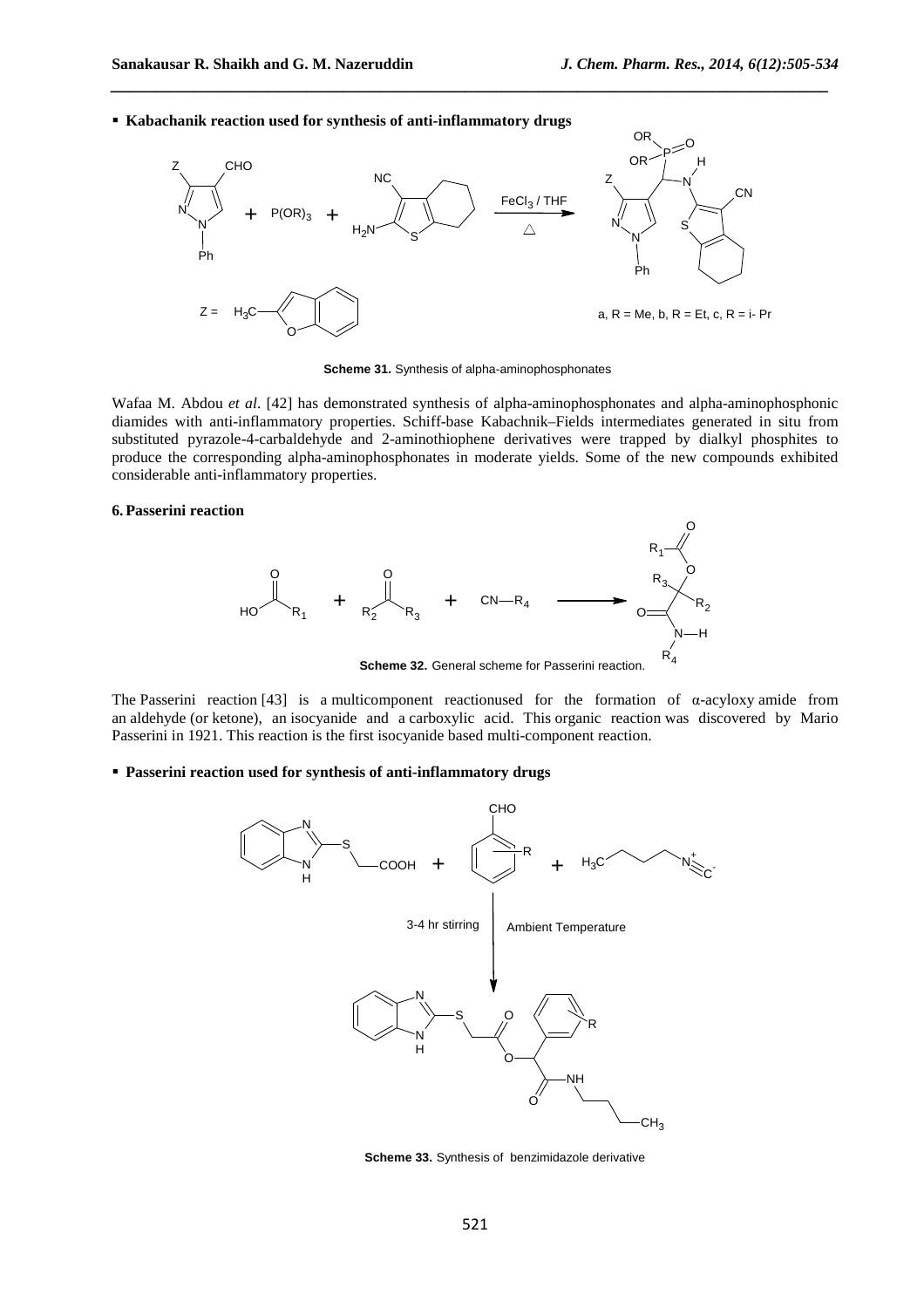- **Kabachanik reaction used for synthesis of anti-inflammatory drugs**

Scheme 31. Synthesis of alpha-aminophosphonates

Wafaa M. Abdou *et al*. [42] has demonstrated synthesis of alpha-aminophosphonates and alpha-aminophosphonic diamides with anti-inflammatory properties. Schiff-base Kabachnik–Fields intermediates generated in situ from substituted pyrazole-4-carbaldehyde and 2-aminothiophene derivatives were trapped by dialkyl phosphites to produce the corresponding alpha-aminophosphonates in moderate yields. Some of the new compounds exhibited considerable anti-inflammatory properties.

## 6. Passerini reaction

Scheme 32. General scheme for Passerini reaction.

The Passerini reaction [43] is a multicomponent reactionused for the formation of α-acyloxy amide from an aldehyde (or ketone), an isocyanide and a carboxylic acid. This organic reaction was discovered by Mario Passerini in 1921. This reaction is the first isocyanide based multi-component reaction.

- **Passerini reaction used for synthesis of anti-inflammatory drugs**

Scheme 33. Synthesis of benzimidazole derivative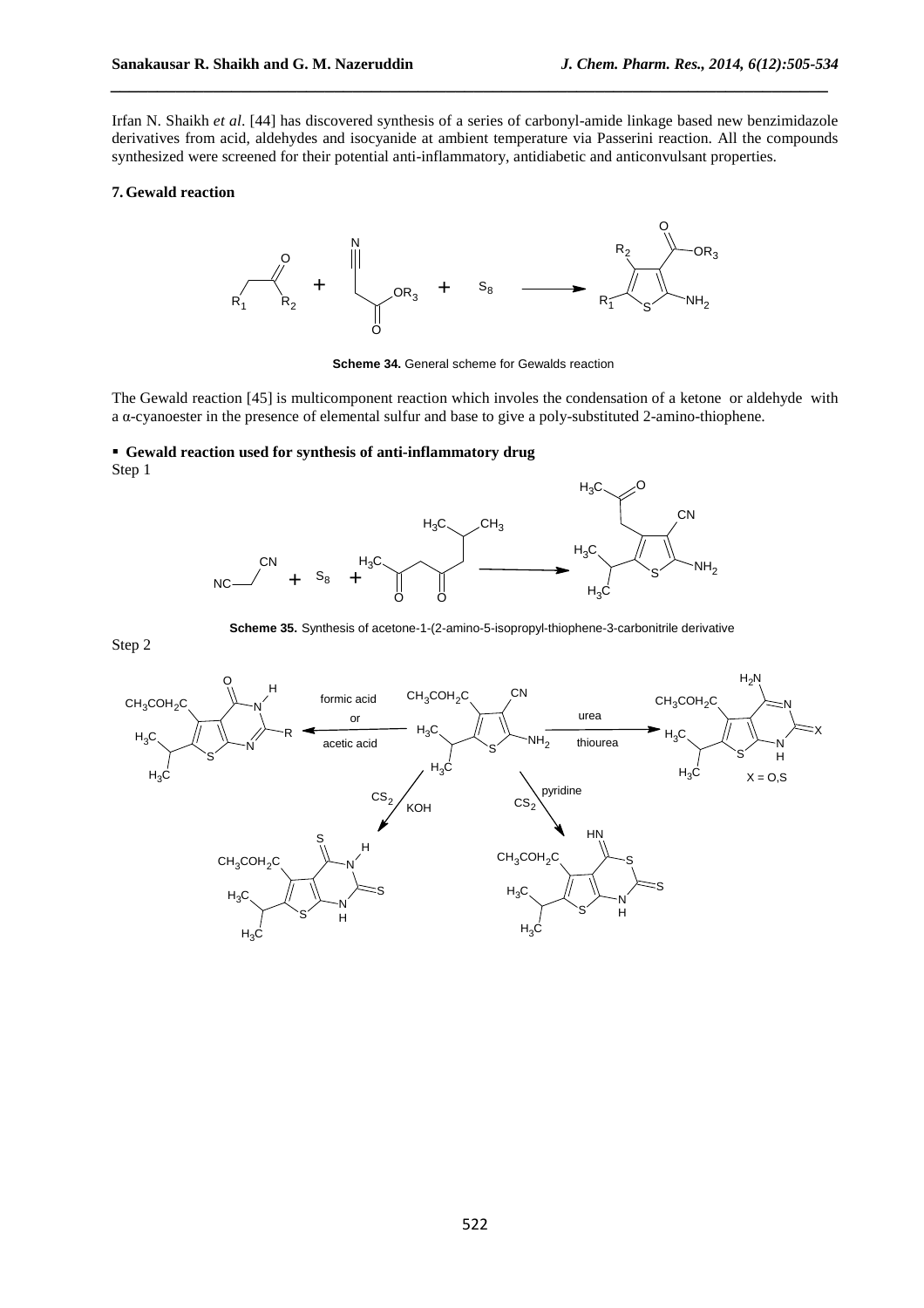Irfan N. Shaikh *et al*. [44] has discovered synthesis of a series of carbonyl-amide linkage based new benzimidazole derivatives from acid, aldehydes and isocyanide at ambient temperature via Passerini reaction. All the compounds synthesized were screened for their potential anti-inflammatory, antidiabetic and anticonvulsant properties.

## 7. Gewald reaction

**Scheme 34.** General scheme for Gewalds reaction

The Gewald reaction [45] is multicomponent reaction which involes the condensation of a ketone or aldehyde with a α-cyanoester in the presence of elemental sulfur and base to give a poly-substituted 2-amino-thiophene.

- **Gewald reaction used for synthesis of anti-inflammatory drug**

Step 1

**Scheme 35.** Synthesis of acetone-1-(2-amino-5-isopropyl-thiophene-3-carbonitrile derivative

Step 2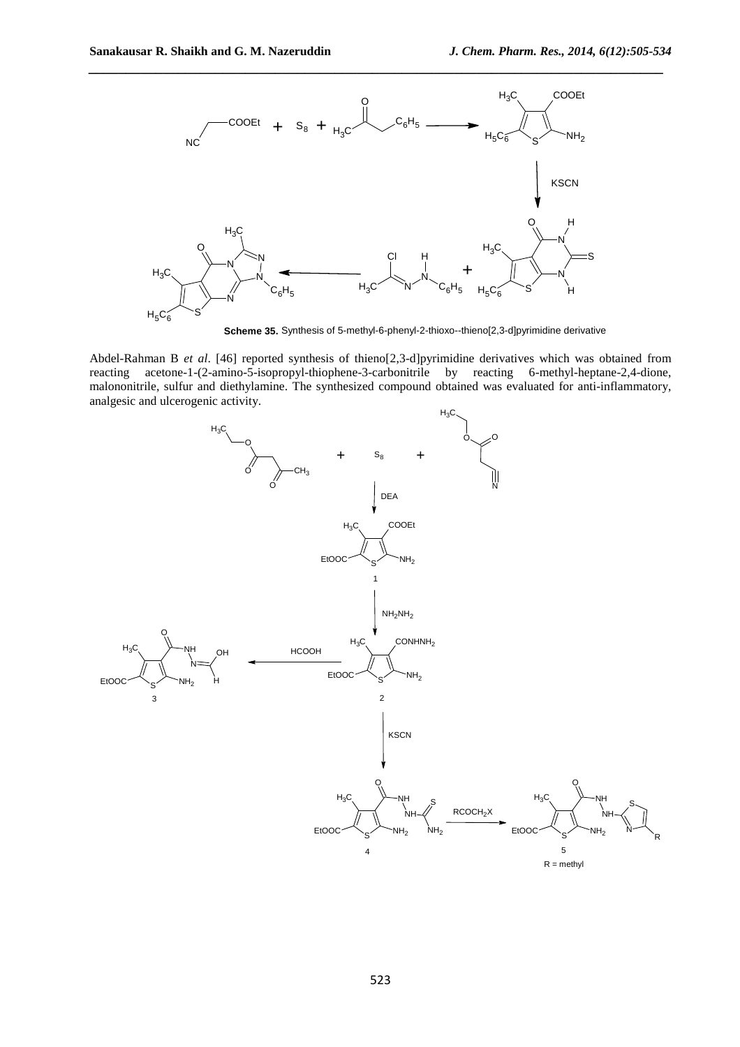**Scheme 35.** Synthesis of 5-methyl-6-phenyl-2-thioxo--thieno[2,3-d]pyrimidine derivative

Abdel-Rahman B *et al*. [46] reported synthesis of thieno[2,3-d]pyrimidine derivatives which was obtained from reacting acetone-1-(2-amino-5-isopropyl-thiophene-3-carbonitrile by reacting 6-methyl-heptane-2,4-dione, malononitrile, sulfur and diethylamine. The synthesized compound obtained was evaluated for anti-inflammatory, analgesic and ulcerogenic activity.

R = methyl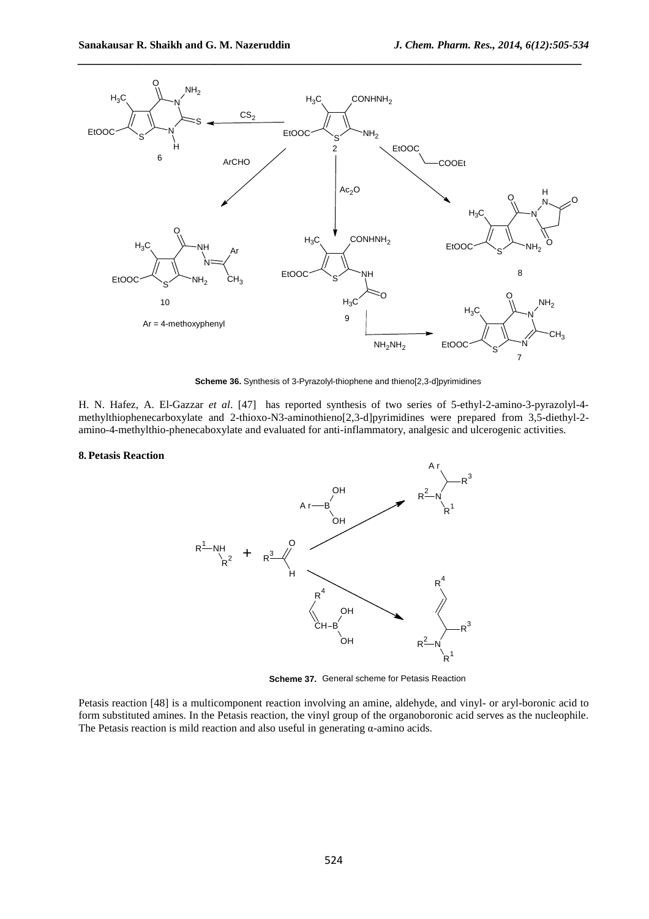**Scheme 36.** Synthesis of 3-Pyrazolyl-thiophene and thieno[2,3-d]pyrimidines

H. N. Hafez, A. El-Gazzar *et al*. [47] has reported synthesis of two series of 5-ethyl-2-amino-3-pyrazolyl-4-methylthiophenecarboxylate and 2-thioxo-N3-aminothieno[2,3-d]pyrimidines were prepared from 3,5-diethyl-2-amino-4-methylthio-phenecaboxylate and evaluated for anti-inflammatory, analgesic and ulcerogenic activities.

## 8. Petasis Reaction

**Scheme 37.** General scheme for Petasis Reaction

Petasis reaction [48] is a multicomponent reaction involving an amine, aldehyde, and vinyl- or aryl-boronic acid to form substituted amines. In the Petasis reaction, the vinyl group of the organoboronic acid serves as the nucleophile. The Petasis reaction is mild reaction and also useful in generating α-amino acids.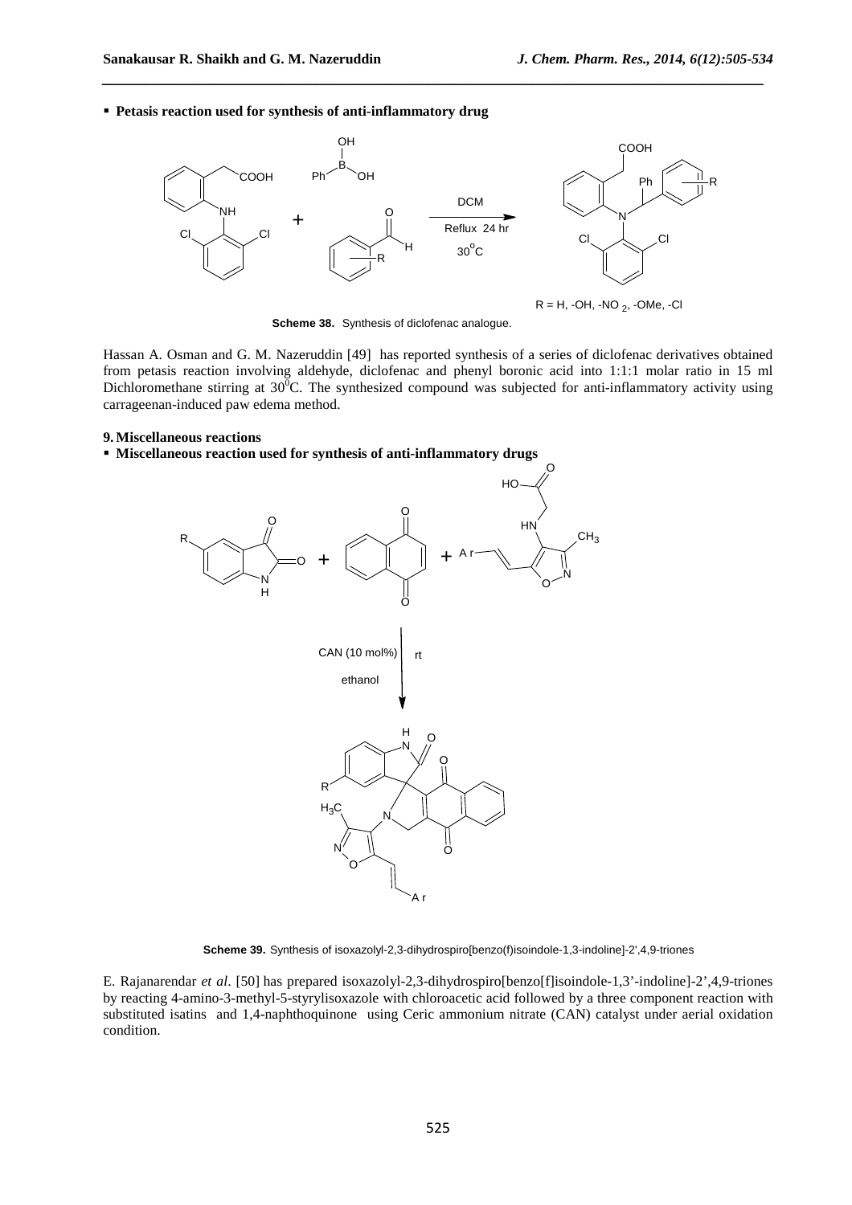- **Petasis reaction used for synthesis of anti-inflammatory drug**

R = H, -OH, -NO $_2$, -OMe, -Cl

**Scheme 38.** Synthesis of diclofenac analogue.

Hassan A. Osman and G. M. Nazeruddin [49] has reported synthesis of a series of diclofenac derivatives obtained from petasis reaction involving aldehyde, diclofenac and phenyl boronic acid into 1:1:1 molar ratio in 15 ml Dichloromethane stirring at $30^0$C. The synthesized compound was subjected for anti-inflammatory activity using carrageenan-induced paw edema method.

## 9. Miscellaneous reactions

- **Miscellaneous reaction used for synthesis of anti-inflammatory drugs**

**Scheme 39.** Synthesis of isoxazolyl-2,3-dihydrospiro[benzo(f)isoindole-1,3-indoline]-2',4,9-triones

E. Rajanarendar *et al*. [50] has prepared isoxazolyl-2,3-dihydrospiro[benzo[f]isoindole-1,3'-indoline]-2',4,9-triones by reacting 4-amino-3-methyl-5-styrylisoxazole with chloroacetic acid followed by a three component reaction with substituted isatins and 1,4-naphthoquinone using Ceric ammonium nitrate (CAN) catalyst under aerial oxidation condition.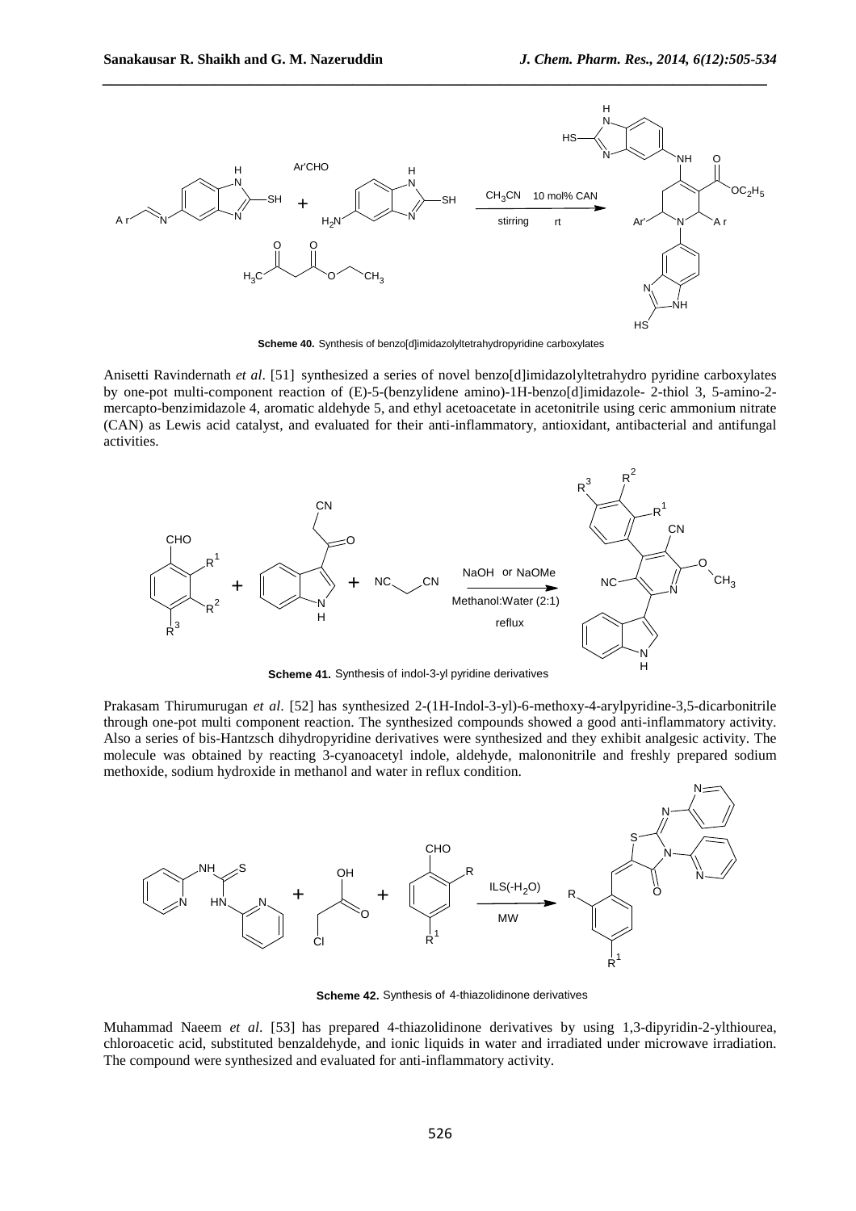**Scheme 40.** Synthesis of benzo[d]imidazolyltetrahydropyridine carboxylates

Anisetti Ravindernath *et al*. [51] synthesized a series of novel benzo[d]imidazolyltetrahydro pyridine carboxylates by one-pot multi-component reaction of (E)-5-(benzylidene amino)-1H-benzo[d]imidazole- 2-thiol 3, 5-amino-2-mercapto-benzimidazole 4, aromatic aldehyde 5, and ethyl acetoacetate in acetonitrile using ceric ammonium nitrate (CAN) as Lewis acid catalyst, and evaluated for their anti-inflammatory, antioxidant, antibacterial and antifungal activities.

**Scheme 41.** Synthesis of indol-3-yl pyridine derivatives

Prakasam Thirumurugan *et al*. [52] has synthesized 2-(1H-Indol-3-yl)-6-methoxy-4-arylpyridine-3,5-dicarbonitrile through one-pot multi component reaction. The synthesized compounds showed a good anti-inflammatory activity. Also a series of bis-Hantzsch dihydropyridine derivatives were synthesized and they exhibit analgesic activity. The molecule was obtained by reacting 3-cyanoacetyl indole, aldehyde, malononitrile and freshly prepared sodium methoxide, sodium hydroxide in methanol and water in reflux condition.

**Scheme 42.** Synthesis of 4-thiazolidinone derivatives

Muhammad Naeem *et al*. [53] has prepared 4-thiazolidinone derivatives by using 1,3-dipyridin-2-ylthiourea, chloroacetic acid, substituted benzaldehyde, and ionic liquids in water and irradiated under microwave irradiation. The compound were synthesized and evaluated for anti-inflammatory activity.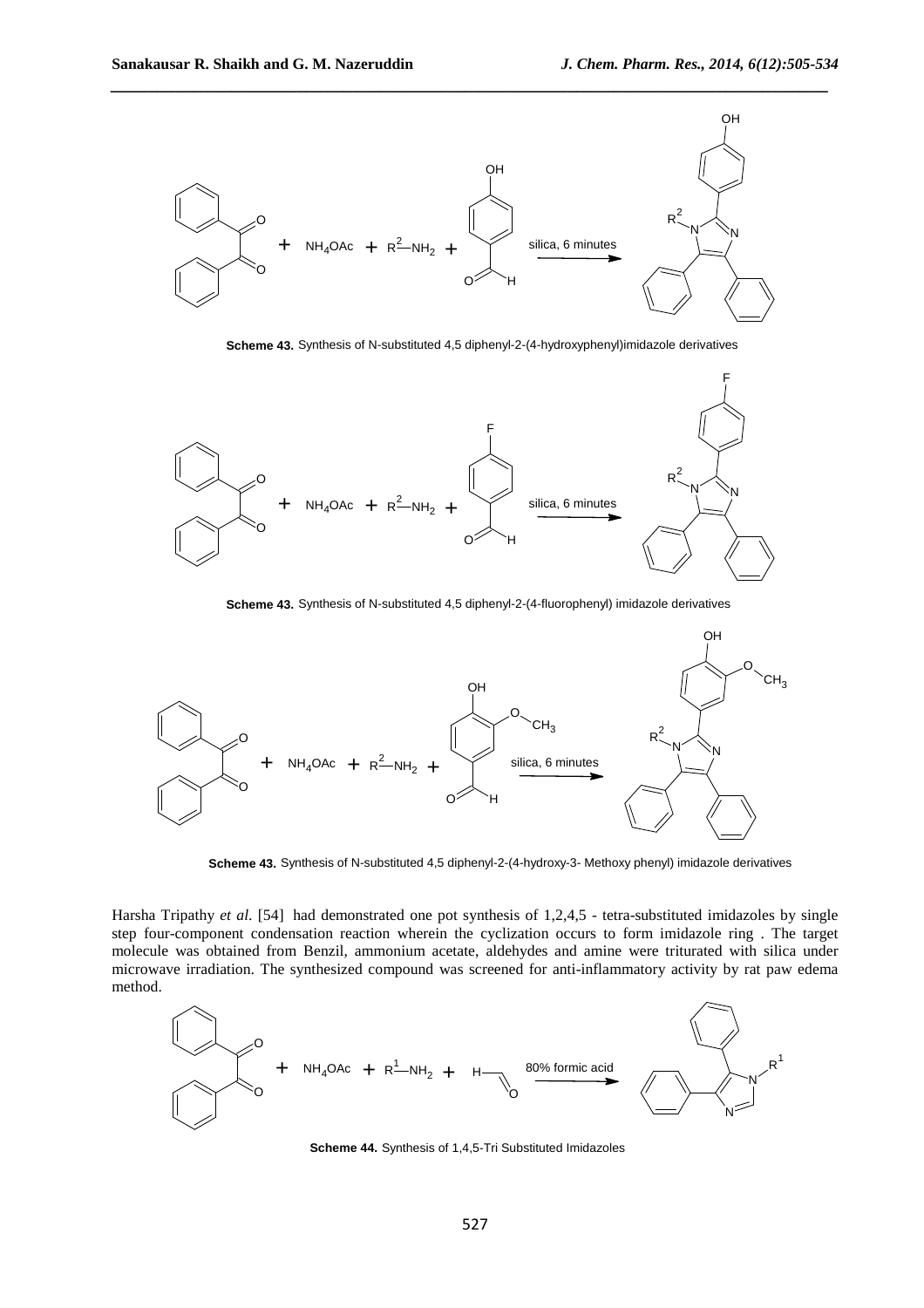**Scheme 43.** Synthesis of N-substituted 4,5 diphenyl-2-(4-hydroxyphenyl)imidazole derivatives

**Scheme 43.** Synthesis of N-substituted 4,5 diphenyl-2-(4-fluorophenyl) imidazole derivatives

**Scheme 43.** Synthesis of N-substituted 4,5 diphenyl-2-(4-hydroxy-3- Methoxy phenyl) imidazole derivatives

Harsha Tripathy *et al.* [54] had demonstrated one pot synthesis of 1,2,4,5 - tetra-substituted imidazoles by single step four-component condensation reaction wherein the cyclization occurs to form imidazole ring . The target molecule was obtained from Benzil, ammonium acetate, aldehydes and amine were triturated with silica under microwave irradiation. The synthesized compound was screened for anti-inflammatory activity by rat paw edema method.

**Scheme 44.** Synthesis of 1,4,5-Tri Substituted Imidazoles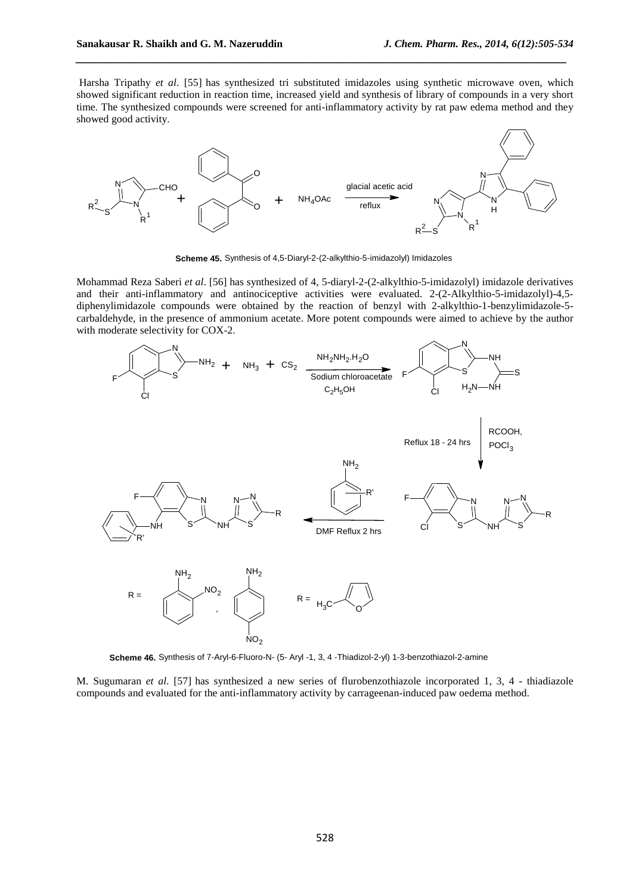Harsha Tripathy *et al*. [55] has synthesized tri substituted imidazoles using synthetic microwave oven, which showed significant reduction in reaction time, increased yield and synthesis of library of compounds in a very short time. The synthesized compounds were screened for anti-inflammatory activity by rat paw edema method and they showed good activity.

**Scheme 45.** Synthesis of 4,5-Diaryl-2-(2-alkylthio-5-imidazolyl) Imidazoles

Mohammad Reza Saberi *et al*. [56] has synthesized of 4, 5-diaryl-2-(2-alkylthio-5-imidazolyl) imidazole derivatives and their anti-inflammatory and antinociceptive activities were evaluated. 2-(2-Alkylthio-5-imidazolyl)-4,5-diphenylimidazole compounds were obtained by the reaction of benzyl with 2-alkylthio-1-benzylimidazole-5-carbaldehyde, in the presence of ammonium acetate. More potent compounds were aimed to achieve by the author with moderate selectivity for COX-2.

**Scheme 46.** Synthesis of 7-Aryl-6-Fluoro-N- (5- Aryl -1, 3, 4 -Thiadizol-2-yl) 1-3-benzothiazol-2-amine

M. Sugumaran *et al*. [57] has synthesized a new series of flurobenzothiazole incorporated 1, 3, 4 - thiadiazole compounds and evaluated for the anti-inflammatory activity by carrageenan-induced paw oedema method.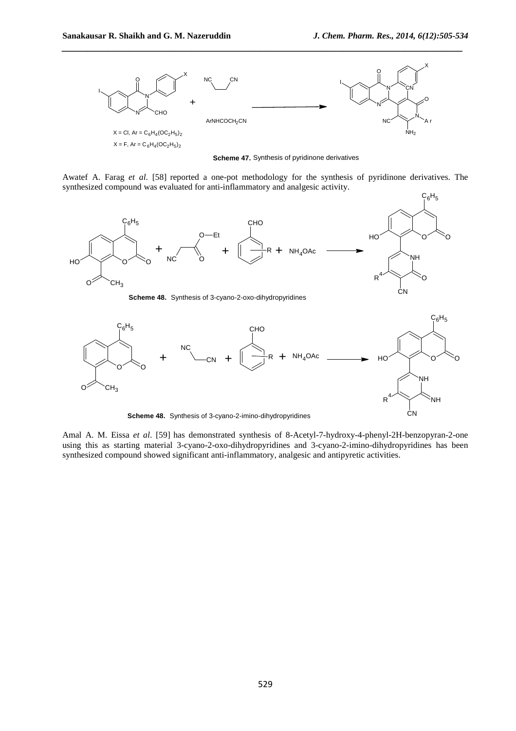$X = Cl, Ar = C_6H_4(OC_2H_5)_2$

$X = F, Ar = C_6H_4(OC_2H_5)_2$

**Scheme 47.** Synthesis of pyridinone derivatives

Awatef A. Farag *et al.* [58] reported a one-pot methodology for the synthesis of pyridinone derivatives. The synthesized compound was evaluated for anti-inflammatory and analgesic activity.

**Scheme 48.** Synthesis of 3-cyano-2-oxo-dihydropyridines

**Scheme 48.** Synthesis of 3-cyano-2-imino-dihydropyridines

Amal A. M. Eissa *et al.* [59] has demonstrated synthesis of 8-Acetyl-7-hydroxy-4-phenyl-2H-benzopyran-2-one using this as starting material 3-cyano-2-oxo-dihydropyridines and 3-cyano-2-imino-dihydropyridines has been synthesized compound showed significant anti-inflammatory, analgesic and antipyretic activities.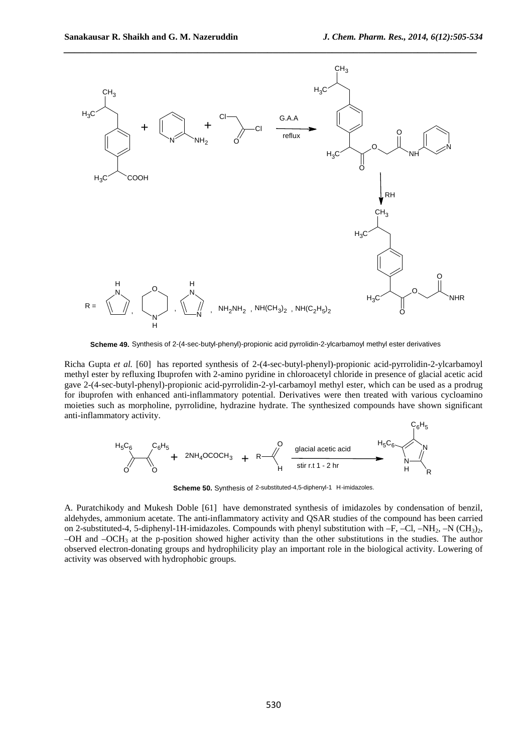**Scheme 49.** Synthesis of 2-(4-sec-butyl-phenyl)-propionic acid pyrrolidin-2-ylcarbamoyl methyl ester derivatives

Richa Gupta *et al.* [60] has reported synthesis of 2-(4-sec-butyl-phenyl)-propionic acid-pyrrolidin-2-ylcarbamoyl methyl ester by refluxing Ibuprofen with 2-amino pyridine in chloroacetyl chloride in presence of glacial acetic acid gave 2-(4-sec-butyl-phenyl)-propionic acid-pyrrolidin-2-yl-carbamoyl methyl ester, which can be used as a prodrug for ibuprofen with enhanced anti-inflammatory potential. Derivatives were then treated with various cycloamino moieties such as morpholine, pyrrolidine, hydrazine hydrate. The synthesized compounds have shown significant anti-inflammatory activity.

**Scheme 50.** Synthesis of 2-substituted-4,5-diphenyl-1 H-imidazoles.

A. Puratchikody and Mukesh Doble [61] have demonstrated synthesis of imidazoles by condensation of benzil, aldehydes, ammonium acetate. The anti-inflammatory activity and QSAR studies of the compound has been carried on 2-substituted-4, 5-diphenyl-1H-imidazoles. Compounds with phenyl substitution with –F, –Cl, $–NH_2$, $–N(CH_3)_2$, –OH and $–OCH_3$ at the p-position showed higher activity than the other substitutions in the studies. The author observed electron-donating groups and hydrophilicity play an important role in the biological activity. Lowering of activity was observed with hydrophobic groups.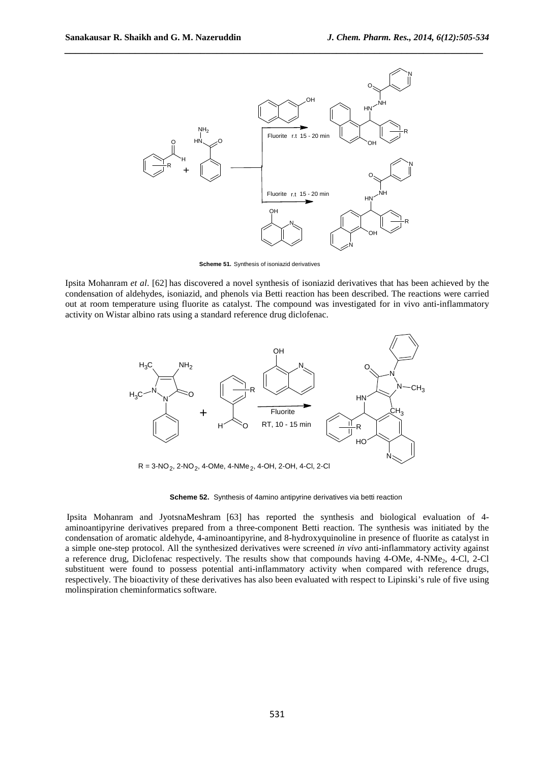Scheme 51. Synthesis of isoniazid derivatives

Ipsita Mohanram *et al*. [62] has discovered a novel synthesis of isoniazid derivatives that has been achieved by the condensation of aldehydes, isoniazid, and phenols via Betti reaction has been described. The reactions were carried out at room temperature using fluorite as catalyst. The compound was investigated for in vivo anti-inflammatory activity on Wistar albino rats using a standard reference drug diclofenac.

R = 3-$NO_2$, 2-$NO_2$, 4-OMe, 4-$NMe_2$, 4-OH, 2-OH, 4-Cl, 2-Cl

Scheme 52. Synthesis of 4amino antipyrine derivatives via betti reaction

Ipsita Mohanram and JyotsnaMeshram [63] has reported the synthesis and biological evaluation of 4-aminoantipyrine derivatives prepared from a three-component Betti reaction. The synthesis was initiated by the condensation of aromatic aldehyde, 4-aminoantipyrine, and 8-hydroxyquinoline in presence of fluorite as catalyst in a simple one-step protocol. All the synthesized derivatives were screened *in vivo* anti-inflammatory activity against a reference drug, Diclofenac respectively. The results show that compounds having 4-OMe, 4-$NMe_2$, 4-Cl, 2-Cl substituent were found to possess potential anti-inflammatory activity when compared with reference drugs, respectively. The bioactivity of these derivatives has also been evaluated with respect to Lipinski's rule of five using molinspiration cheminformatics software.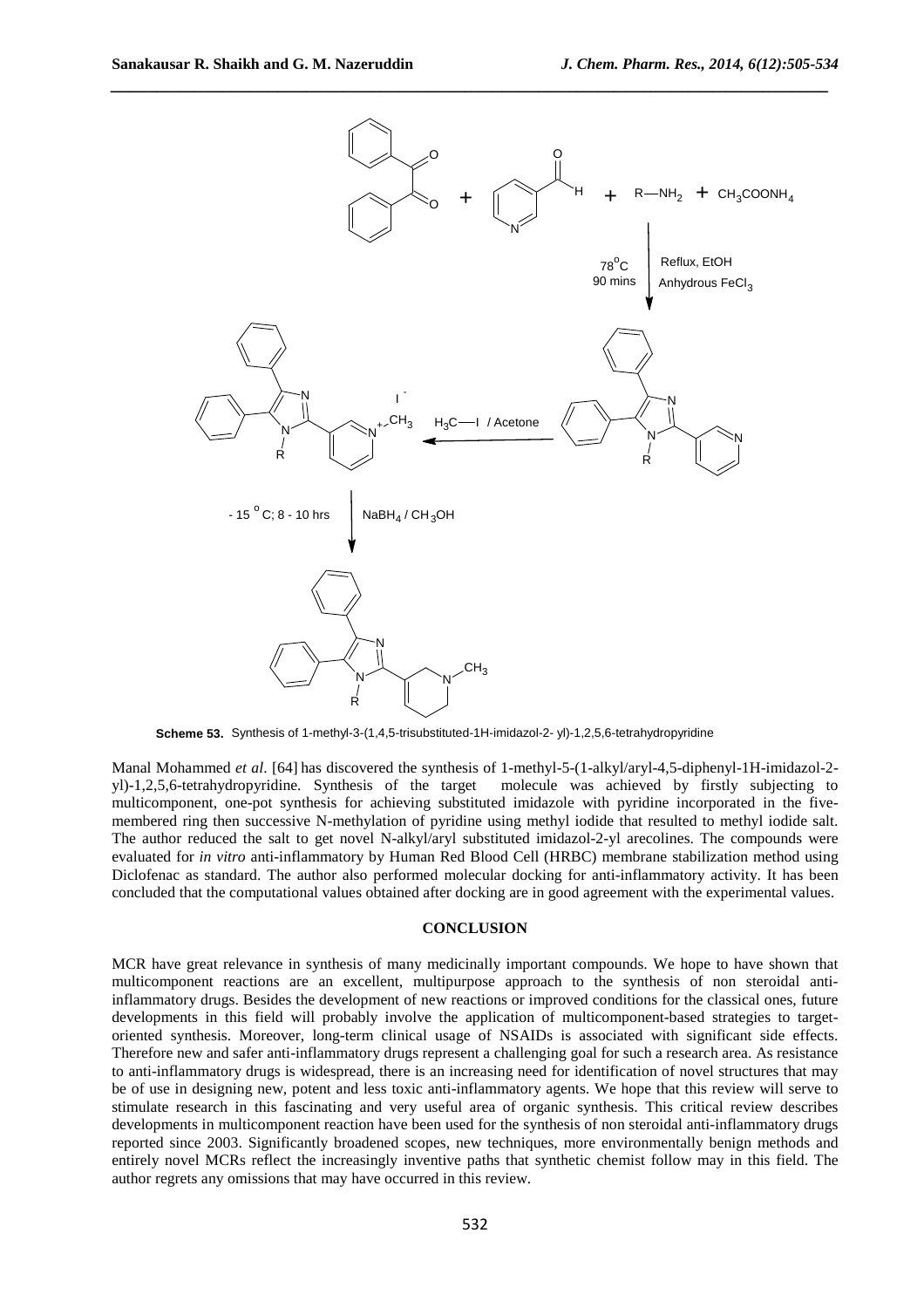**Scheme 53.** Synthesis of 1-methyl-3-(1,4,5-trisubstituted-1H-imidazol-2- yl)-1,2,5,6-tetrahydropyridine

Manal Mohammed *et al*. [64] has discovered the synthesis of 1-methyl-5-(1-alkyl/aryl-4,5-diphenyl-1H-imidazol-2-yl)-1,2,5,6-tetrahydropyridine. Synthesis of the target molecule was achieved by firstly subjecting to multicomponent, one-pot synthesis for achieving substituted imidazole with pyridine incorporated in the five-membered ring then successive N-methylation of pyridine using methyl iodide that resulted to methyl iodide salt. The author reduced the salt to get novel N-alkyl/aryl substituted imidazol-2-yl arecolines. The compounds were evaluated for *in vitro* anti-inflammatory by Human Red Blood Cell (HRBC) membrane stabilization method using Diclofenac as standard. The author also performed molecular docking for anti-inflammatory activity. It has been concluded that the computational values obtained after docking are in good agreement with the experimental values.

## CONCLUSION

MCR have great relevance in synthesis of many medicinally important compounds. We hope to have shown that multicomponent reactions are an excellent, multipurpose approach to the synthesis of non steroidal anti-inflammatory drugs. Besides the development of new reactions or improved conditions for the classical ones, future developments in this field will probably involve the application of multicomponent-based strategies to target-oriented synthesis. Moreover, long-term clinical usage of NSAIDs is associated with significant side effects. Therefore new and safer anti-inflammatory drugs represent a challenging goal for such a research area. As resistance to anti-inflammatory drugs is widespread, there is an increasing need for identification of novel structures that may be of use in designing new, potent and less toxic anti-inflammatory agents. We hope that this review will serve to stimulate research in this fascinating and very useful area of organic synthesis. This critical review describes developments in multicomponent reaction have been used for the synthesis of non steroidal anti-inflammatory drugs reported since 2003. Significantly broadened scopes, new techniques, more environmentally benign methods and entirely novel MCRs reflect the increasingly inventive paths that synthetic chemist follow may in this field. The author regrets any omissions that may have occurred in this review.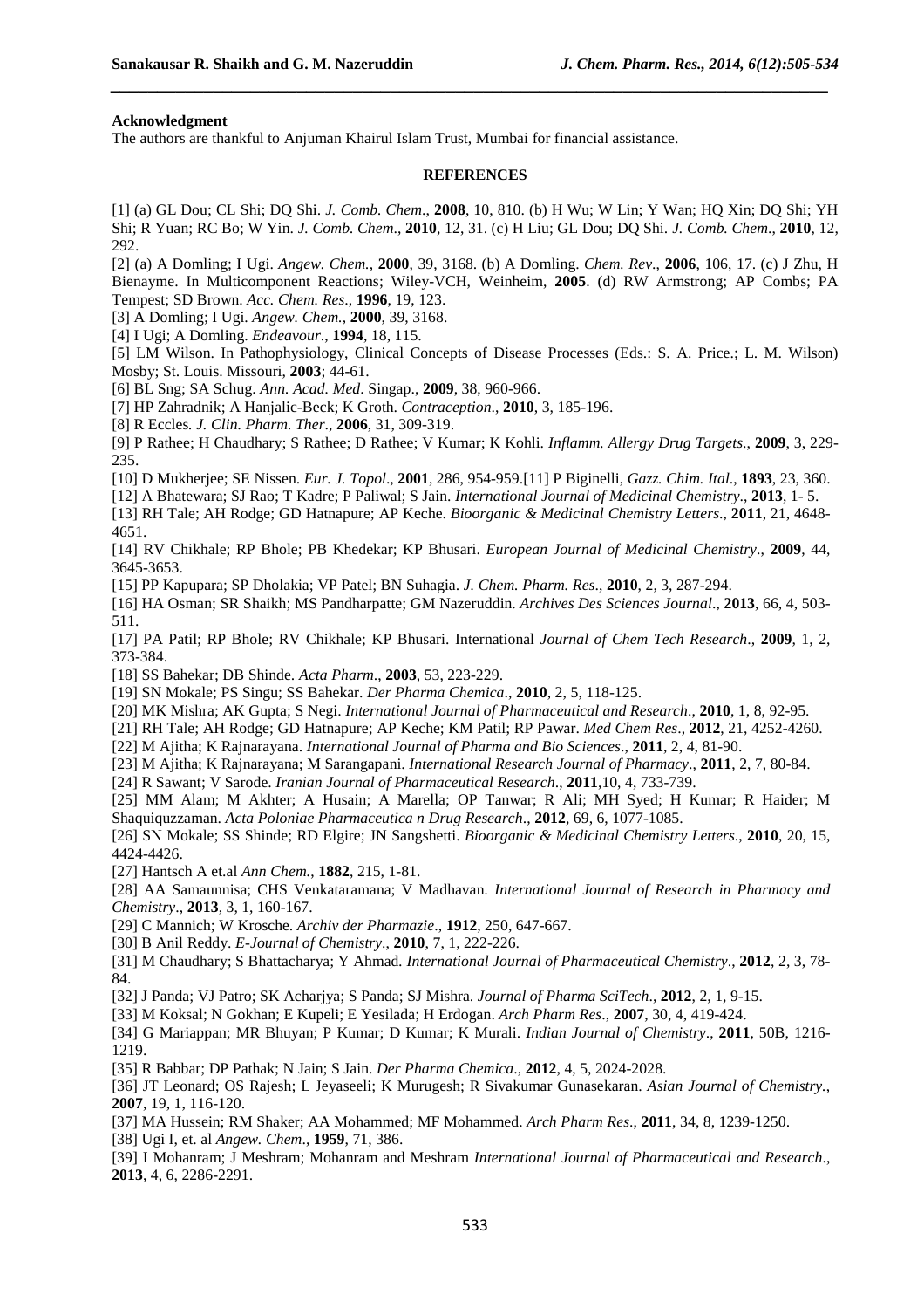**Acknowledgment**

The authors are thankful to Anjuman Khairul Islam Trust, Mumbai for financial assistance.

## REFERENCES

[1] (a) GL Dou; CL Shi; DQ Shi. *J. Comb. Chem*., **2008**, 10, 810. (b) H Wu; W Lin; Y Wan; HQ Xin; DQ Shi; YH Shi; R Yuan; RC Bo; W Yin. *J. Comb. Chem*., **2010**, 12, 31. (c) H Liu; GL Dou; DQ Shi. *J. Comb. Chem*., **2010**, 12, 292.

[2] (a) A Domling; I Ugi. *Angew. Chem.*, **2000**, 39, 3168. (b) A Domling. *Chem. Rev*., **2006**, 106, 17. (c) J Zhu, H Bienayme. In Multicomponent Reactions; Wiley-VCH, Weinheim, **2005**. (d) RW Armstrong; AP Combs; PA Tempest; SD Brown. *Acc. Chem. Res*., **1996**, 19, 123.

[3] A Domling; I Ugi. *Angew. Chem.*, **2000**, 39, 3168.

[4] I Ugi; A Domling. *Endeavour*., **1994**, 18, 115.

[5] LM Wilson. In Pathophysiology, Clinical Concepts of Disease Processes (Eds.: S. A. Price.; L. M. Wilson) Mosby; St. Louis. Missouri, **2003**; 44-61.

[6] BL Sng; SA Schug. *Ann. Acad. Med*. Singap., **2009**, 38, 960-966.

[7] HP Zahradnik; A Hanjalic-Beck; K Groth. *Contraception*., **2010**, 3, 185-196.

[8] R Eccles*. J. Clin. Pharm. Ther*., **2006**, 31, 309-319.

[9] P Rathee; H Chaudhary; S Rathee; D Rathee; V Kumar; K Kohli. *Inflamm. Allergy Drug Targets*., **2009**, 3, 229-235.

[10] D Mukherjee; SE Nissen. *Eur. J. Topol*., **2001**, 286, 954-959.[11] P Biginelli, *Gazz. Chim. Ital*., **1893**, 23, 360.

[12] A Bhatewara; SJ Rao; T Kadre; P Paliwal; S Jain. *International Journal of Medicinal Chemistry*., **2013**, 1- 5.

[13] RH Tale; AH Rodge; GD Hatnapure; AP Keche. *Bioorganic & Medicinal Chemistry Letters*., **2011**, 21, 4648-4651.

[14] RV Chikhale; RP Bhole; PB Khedekar; KP Bhusari. *European Journal of Medicinal Chemistry*., **2009**, 44, 3645-3653.

[15] PP Kapupara; SP Dholakia; VP Patel; BN Suhagia. *J. Chem. Pharm. Res*., **2010**, 2, 3, 287-294.

[16] HA Osman; SR Shaikh; MS Pandharpatte; GM Nazeruddin. *Archives Des Sciences Journal*., **2013**, 66, 4, 503-511.

[17] PA Patil; RP Bhole; RV Chikhale; KP Bhusari. International *Journal of Chem Tech Research*., **2009**, 1, 2, 373-384.

[18] SS Bahekar; DB Shinde. *Acta Pharm*., **2003**, 53, 223-229.

[19] SN Mokale; PS Singu; SS Bahekar. *Der Pharma Chemica*., **2010**, 2, 5, 118-125.

[20] MK Mishra; AK Gupta; S Negi. *International Journal of Pharmaceutical and Research*., **2010**, 1, 8, 92-95.

[21] RH Tale; AH Rodge; GD Hatnapure; AP Keche; KM Patil; RP Pawar. *Med Chem Res*., **2012**, 21, 4252-4260.

[22] M Ajitha; K Rajnarayana. *International Journal of Pharma and Bio Sciences*., **2011**, 2, 4, 81-90.

[23] M Ajitha; K Rajnarayana; M Sarangapani. *International Research Journal of Pharmacy*., **2011**, 2, 7, 80-84.

[24] R Sawant; V Sarode. *Iranian Journal of Pharmaceutical Research*., **2011**,10, 4, 733-739.

[25] MM Alam; M Akhter; A Husain; A Marella; OP Tanwar; R Ali; MH Syed; H Kumar; R Haider; M Shaquiquzzaman. *Acta Poloniae Pharmaceutica n Drug Research*., **2012**, 69, 6, 1077-1085.

[26] SN Mokale; SS Shinde; RD Elgire; JN Sangshetti. *Bioorganic & Medicinal Chemistry Letters*., **2010**, 20, 15, 4424-4426.

[27] Hantsch A et.al *Ann Chem.*, **1882**, 215, 1-81.

[28] AA Samaunnisa; CHS Venkataramana; V Madhavan. *International Journal of Research in Pharmacy and Chemistry*., **2013**, 3, 1, 160-167.

[29] C Mannich; W Krosche. *Archiv der Pharmazie*., **1912**, 250, 647-667.

[30] B Anil Reddy. *E-Journal of Chemistry*., **2010**, 7, 1, 222-226.

[31] M Chaudhary; S Bhattacharya; Y Ahmad. *International Journal of Pharmaceutical Chemistry*., **2012**, 2, 3, 78-84.

[32] J Panda; VJ Patro; SK Acharjya; S Panda; SJ Mishra. *Journal of Pharma SciTech*., **2012**, 2, 1, 9-15.

[33] M Koksal; N Gokhan; E Kupeli; E Yesilada; H Erdogan. *Arch Pharm Res*., **2007**, 30, 4, 419-424.

[34] G Mariappan; MR Bhuyan; P Kumar; D Kumar; K Murali. *Indian Journal of Chemistry*., **2011**, 50B, 1216-1219.

[35] R Babbar; DP Pathak; N Jain; S Jain. *Der Pharma Chemica*., **2012**, 4, 5, 2024-2028.

[36] JT Leonard; OS Rajesh; L Jeyaseeli; K Murugesh; R Sivakumar Gunasekaran. *Asian Journal of Chemistry.*, **2007**, 19, 1, 116-120.

[37] MA Hussein; RM Shaker; AA Mohammed; MF Mohammed. *Arch Pharm Res*., **2011**, 34, 8, 1239-1250.

[38] Ugi I, et. al *Angew. Chem*., **1959**, 71, 386.

[39] I Mohanram; J Meshram; Mohanram and Meshram *International Journal of Pharmaceutical and Research*., **2013**, 4, 6, 2286-2291.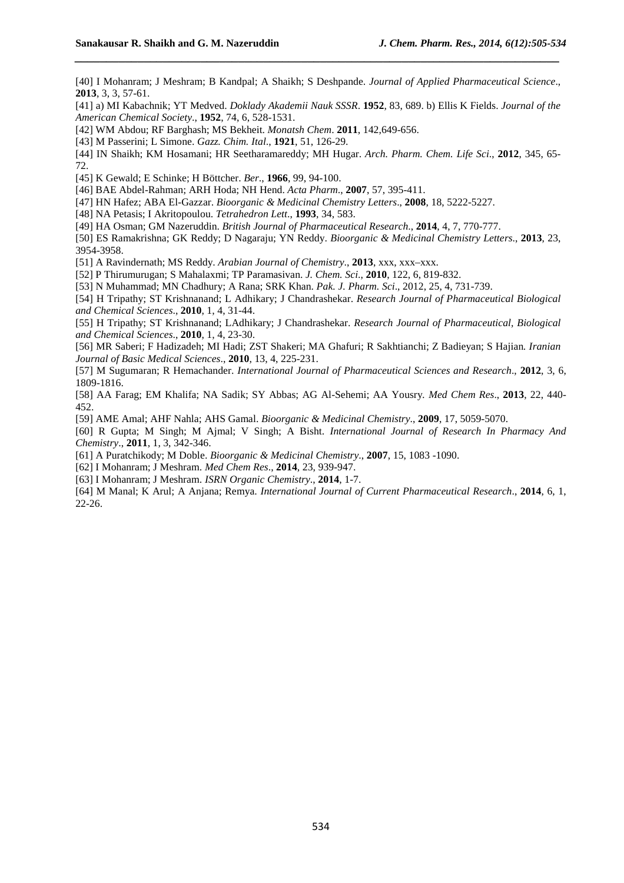[40] I Mohanram; J Meshram; B Kandpal; A Shaikh; S Deshpande. *Journal of Applied Pharmaceutical Science*., **2013**, 3, 3, 57-61.

[41] a) MI Kabachnik; YT Medved. *Doklady Akademii Nauk SSSR*. **1952**, 83, 689. b) Ellis K Fields. *Journal of the American Chemical Society*., **1952**, 74, 6, 528-1531.

[42] WM Abdou; RF Barghash; MS Bekheit. *Monatsh Chem*. **2011**, 142,649-656.

[43] M Passerini; L Simone. *Gazz. Chim. Ital*., **1921**, 51, 126-29.

[44] IN Shaikh; KM Hosamani; HR Seetharamareddy; MH Hugar. *Arch. Pharm. Chem. Life Sci*., **2012**, 345, 65-72.

[45] K Gewald; E Schinke; H Böttcher. *Ber*., **1966**, 99, 94-100.

[46] BAE Abdel-Rahman; ARH Hoda; NH Hend. *Acta Pharm*., **2007**, 57, 395-411.

[47] HN Hafez; ABA El-Gazzar. *Bioorganic & Medicinal Chemistry Letters*., **2008**, 18, 5222-5227.

[48] NA Petasis; I Akritopoulou. *Tetrahedron Lett*., **1993**, 34, 583.

[49] HA Osman; GM Nazeruddin. *British Journal of Pharmaceutical Research*., **2014**, 4, 7, 770-777.

[50] ES Ramakrishna; GK Reddy; D Nagaraju; YN Reddy. *Bioorganic & Medicinal Chemistry Letters*., **2013**, 23, 3954-3958.

[51] A Ravindernath; MS Reddy. *Arabian Journal of Chemistry*., **2013**, xxx, xxx–xxx.

[52] P Thirumurugan; S Mahalaxmi; TP Paramasivan. *J. Chem. Sci*., **2010**, 122, 6, 819-832.

[53] N Muhammad; MN Chadhury; A Rana; SRK Khan. *Pak. J. Pharm. Sci*., 2012, 25, 4, 731-739.

[54] H Tripathy; ST Krishnanand; L Adhikary; J Chandrashekar. *Research Journal of Pharmaceutical Biological and Chemical Sciences*., **2010**, 1, 4, 31-44.

[55] H Tripathy; ST Krishnanand; LAdhikary; J Chandrashekar. *Research Journal of Pharmaceutical, Biological and Chemical Sciences*., **2010**, 1, 4, 23-30.

[56] MR Saberi; F Hadizadeh; MI Hadi; ZST Shakeri; MA Ghafuri; R Sakhtianchi; Z Badieyan; S Hajian. *Iranian Journal of Basic Medical Sciences*., **2010**, 13, 4, 225-231.

[57] M Sugumaran; R Hemachander. *International Journal of Pharmaceutical Sciences and Research*., **2012**, 3, 6, 1809-1816.

[58] AA Farag; EM Khalifa; NA Sadik; SY Abbas; AG Al-Sehemi; AA Yousry. *Med Chem Res*., **2013**, 22, 440-452.

[59] AME Amal; AHF Nahla; AHS Gamal. *Bioorganic & Medicinal Chemistry*., **2009**, 17, 5059-5070.

[60] R Gupta; M Singh; M Ajmal; V Singh; A Bisht. *International Journal of Research In Pharmacy And Chemistry*., **2011**, 1, 3, 342-346.

[61] A Puratchikody; M Doble. *Bioorganic & Medicinal Chemistry*., **2007**, 15, 1083 -1090.

[62] I Mohanram; J Meshram. *Med Chem Res*., **2014**, 23, 939-947.

[63] I Mohanram; J Meshram. *ISRN Organic Chemistry*., **2014**, 1-7.

[64] M Manal; K Arul; A Anjana; Remya. *International Journal of Current Pharmaceutical Research*., **2014**, 6, 1, 22-26.